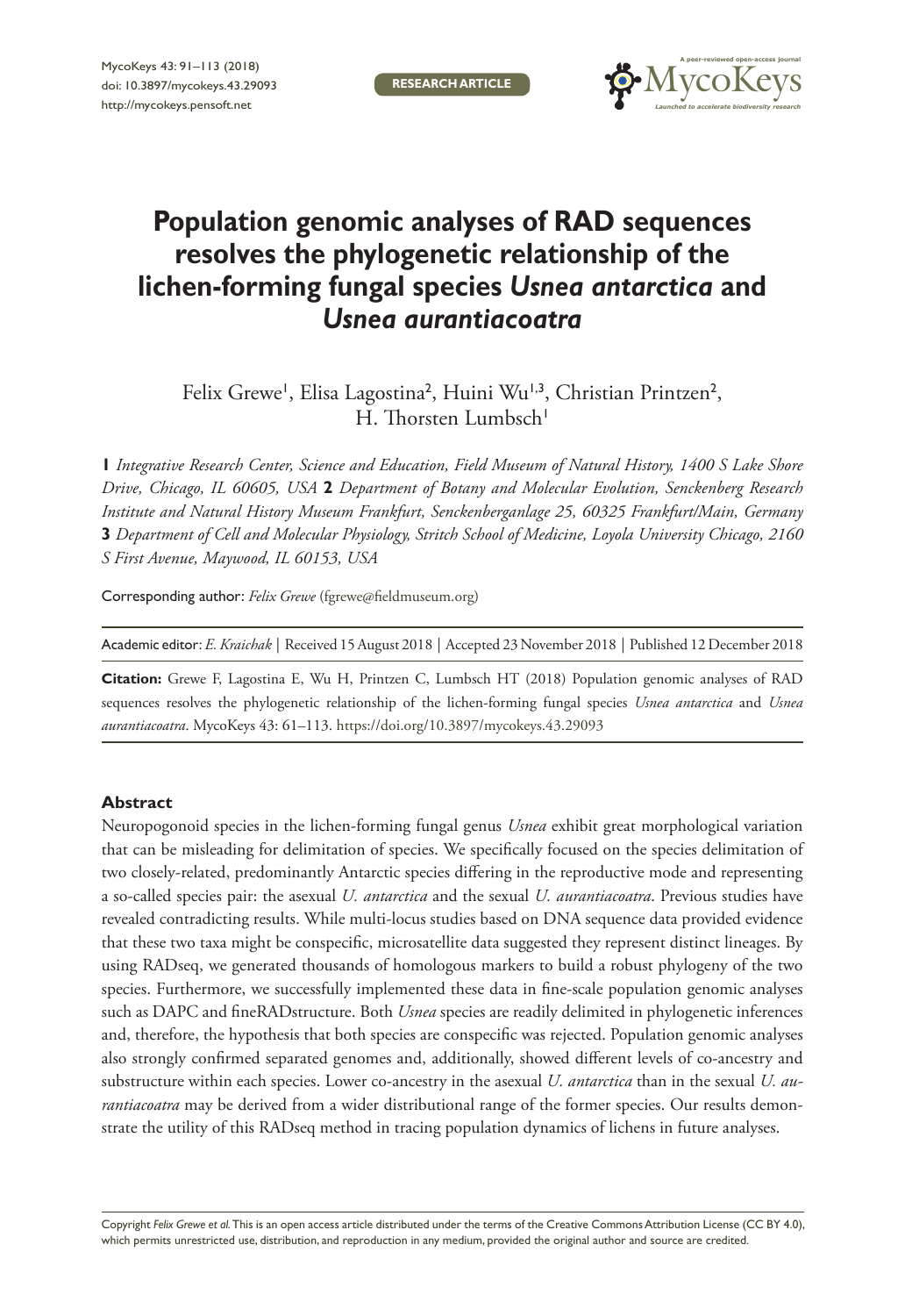**RESEARCH ARTICLE**

# Population genomic analyses of RAD sequences resolves the phylogenetic relationship of the lichen-forming fungal species *Usnea antarctica* and *Usnea aurantiacoatra*

Felix Grewe[1], Elisa Lagostina[2], Huini Wu[1,3], Christian Printzen[2], H. Thorsten Lumbsch[1]

**1** *Integrative Research Center, Science and Education, Field Museum of Natural History, 1400 S Lake Shore Drive, Chicago, IL 60605, USA* **2** *Department of Botany and Molecular Evolution, Senckenberg Research Institute and Natural History Museum Frankfurt, Senckenberganlage 25, 60325 Frankfurt/Main, Germany* **3** *Department of Cell and Molecular Physiology, Stritch School of Medicine, Loyola University Chicago, 2160 S First Avenue, Maywood, IL 60153, USA*

Corresponding author: *Felix Grewe* (fgrewe@fieldmuseum.org)

Academic editor: *E. Kraichak* | Received 15 August 2018 | Accepted 23 November 2018 | Published 12 December 2018

**Citation:** Grewe F, Lagostina E, Wu H, Printzen C, Lumbsch HT (2018) Population genomic analyses of RAD sequences resolves the phylogenetic relationship of the lichen-forming fungal species *Usnea antarctica* and *Usnea aurantiacoatra*. MycoKeys 43: 61–113. https://doi.org/10.3897/mycokeys.43.29093

### Abstract

Neuropogonoid species in the lichen-forming fungal genus *Usnea* exhibit great morphological variation that can be misleading for delimitation of species. We specifically focused on the species delimitation of two closely-related, predominantly Antarctic species differing in the reproductive mode and representing a so-called species pair: the asexual *U. antarctica* and the sexual *U. aurantiacoatra*. Previous studies have revealed contradicting results. While multi-locus studies based on DNA sequence data provided evidence that these two taxa might be conspecific, microsatellite data suggested they represent distinct lineages. By using RADseq, we generated thousands of homologous markers to build a robust phylogeny of the two species. Furthermore, we successfully implemented these data in fine-scale population genomic analyses such as DAPC and fineRADstructure. Both *Usnea* species are readily delimited in phylogenetic inferences and, therefore, the hypothesis that both species are conspecific was rejected. Population genomic analyses also strongly confirmed separated genomes and, additionally, showed different levels of co-ancestry and substructure within each species. Lower co-ancestry in the asexual *U. antarctica* than in the sexual *U. aurantiacoatra* may be derived from a wider distributional range of the former species. Our results demonstrate the utility of this RADseq method in tracing population dynamics of lichens in future analyses.

Copyright *Felix Grewe et al.* This is an open access article distributed under the terms of the Creative Commons Attribution License (CC BY 4.0), which permits unrestricted use, distribution, and reproduction in any medium, provided the original author and source are credited.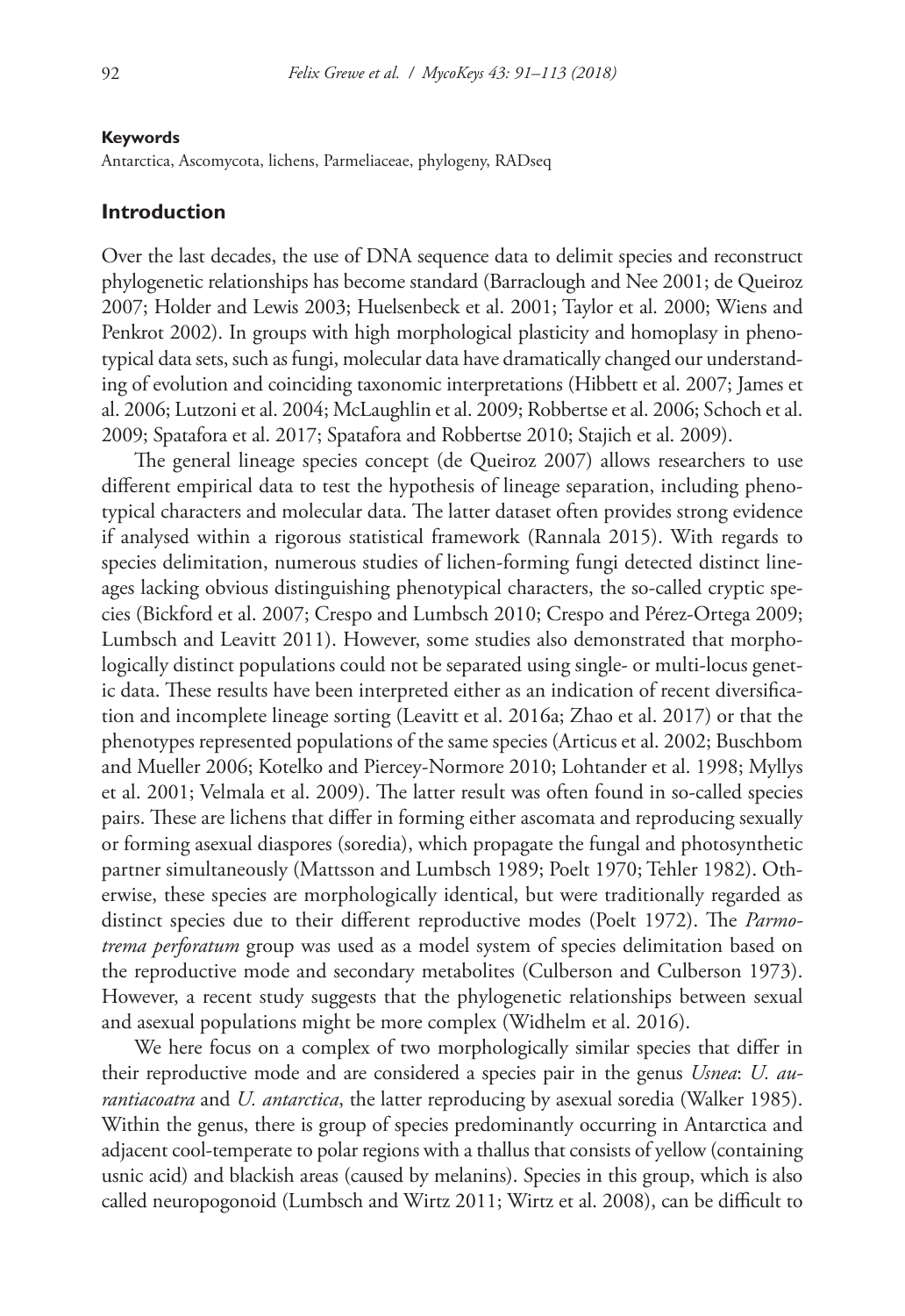**Keywords**

Antarctica, Ascomycota, lichens, Parmeliaceae, phylogeny, RADseq

## Introduction

Over the last decades, the use of DNA sequence data to delimit species and reconstruct phylogenetic relationships has become standard (Barraclough and Nee 2001; de Queiroz 2007; Holder and Lewis 2003; Huelsenbeck et al. 2001; Taylor et al. 2000; Wiens and Penkrot 2002). In groups with high morphological plasticity and homoplasy in phenotypical data sets, such as fungi, molecular data have dramatically changed our understanding of evolution and coinciding taxonomic interpretations (Hibbett et al. 2007; James et al. 2006; Lutzoni et al. 2004; McLaughlin et al. 2009; Robbertse et al. 2006; Schoch et al. 2009; Spatafora et al. 2017; Spatafora and Robbertse 2010; Stajich et al. 2009).

The general lineage species concept (de Queiroz 2007) allows researchers to use different empirical data to test the hypothesis of lineage separation, including phenotypical characters and molecular data. The latter dataset often provides strong evidence if analysed within a rigorous statistical framework (Rannala 2015). With regards to species delimitation, numerous studies of lichen-forming fungi detected distinct lineages lacking obvious distinguishing phenotypical characters, the so-called cryptic species (Bickford et al. 2007; Crespo and Lumbsch 2010; Crespo and Pérez-Ortega 2009; Lumbsch and Leavitt 2011). However, some studies also demonstrated that morphologically distinct populations could not be separated using single- or multi-locus genetic data. These results have been interpreted either as an indication of recent diversification and incomplete lineage sorting (Leavitt et al. 2016a; Zhao et al. 2017) or that the phenotypes represented populations of the same species (Articus et al. 2002; Buschbom and Mueller 2006; Kotelko and Piercey-Normore 2010; Lohtander et al. 1998; Myllys et al. 2001; Velmala et al. 2009). The latter result was often found in so-called species pairs. These are lichens that differ in forming either ascomata and reproducing sexually or forming asexual diaspores (soredia), which propagate the fungal and photosynthetic partner simultaneously (Mattsson and Lumbsch 1989; Poelt 1970; Tehler 1982). Otherwise, these species are morphologically identical, but were traditionally regarded as distinct species due to their different reproductive modes (Poelt 1972). The *Parmotrema perforatum* group was used as a model system of species delimitation based on the reproductive mode and secondary metabolites (Culberson and Culberson 1973). However, a recent study suggests that the phylogenetic relationships between sexual and asexual populations might be more complex (Widhelm et al. 2016).

We here focus on a complex of two morphologically similar species that differ in their reproductive mode and are considered a species pair in the genus *Usnea*: *U. aurantiacoatra* and *U. antarctica*, the latter reproducing by asexual soredia (Walker 1985). Within the genus, there is group of species predominantly occurring in Antarctica and adjacent cool-temperate to polar regions with a thallus that consists of yellow (containing usnic acid) and blackish areas (caused by melanins). Species in this group, which is also called neuropogonoid (Lumbsch and Wirtz 2011; Wirtz et al. 2008), can be difficult to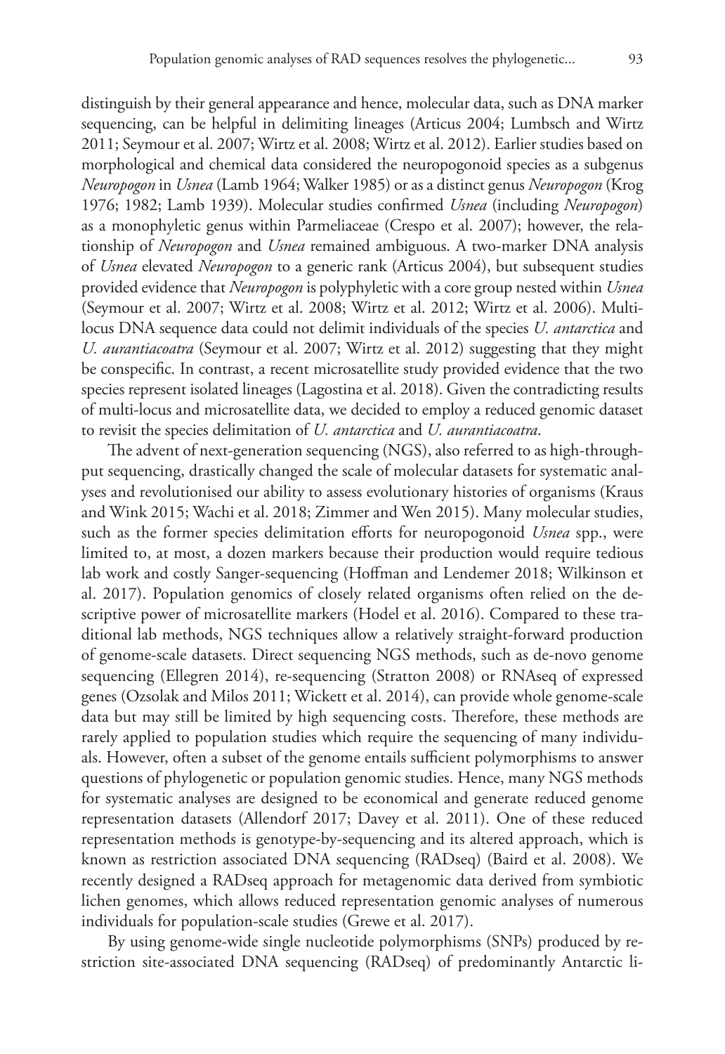distinguish by their general appearance and hence, molecular data, such as DNA marker sequencing, can be helpful in delimiting lineages (Articus 2004; Lumbsch and Wirtz 2011; Seymour et al. 2007; Wirtz et al. 2008; Wirtz et al. 2012). Earlier studies based on morphological and chemical data considered the neuropogonoid species as a subgenus *Neuropogon* in *Usnea* (Lamb 1964; Walker 1985) or as a distinct genus *Neuropogon* (Krog 1976; 1982; Lamb 1939). Molecular studies confirmed *Usnea* (including *Neuropogon*) as a monophyletic genus within Parmeliaceae (Crespo et al. 2007); however, the relationship of *Neuropogon* and *Usnea* remained ambiguous. A two-marker DNA analysis of *Usnea* elevated *Neuropogon* to a generic rank (Articus 2004), but subsequent studies provided evidence that *Neuropogon* is polyphyletic with a core group nested within *Usnea* (Seymour et al. 2007; Wirtz et al. 2008; Wirtz et al. 2012; Wirtz et al. 2006). Multi-locus DNA sequence data could not delimit individuals of the species *U. antarctica* and *U. aurantiacoatra* (Seymour et al. 2007; Wirtz et al. 2012) suggesting that they might be conspecific. In contrast, a recent microsatellite study provided evidence that the two species represent isolated lineages (Lagostina et al. 2018). Given the contradicting results of multi-locus and microsatellite data, we decided to employ a reduced genomic dataset to revisit the species delimitation of *U. antarctica* and *U. aurantiacoatra*.

The advent of next-generation sequencing (NGS), also referred to as high-throughput sequencing, drastically changed the scale of molecular datasets for systematic analyses and revolutionised our ability to assess evolutionary histories of organisms (Kraus and Wink 2015; Wachi et al. 2018; Zimmer and Wen 2015). Many molecular studies, such as the former species delimitation efforts for neuropogonoid *Usnea* spp., were limited to, at most, a dozen markers because their production would require tedious lab work and costly Sanger-sequencing (Hoffman and Lendemer 2018; Wilkinson et al. 2017). Population genomics of closely related organisms often relied on the descriptive power of microsatellite markers (Hodel et al. 2016). Compared to these traditional lab methods, NGS techniques allow a relatively straight-forward production of genome-scale datasets. Direct sequencing NGS methods, such as de-novo genome sequencing (Ellegren 2014), re-sequencing (Stratton 2008) or RNAseq of expressed genes (Ozsolak and Milos 2011; Wickett et al. 2014), can provide whole genome-scale data but may still be limited by high sequencing costs. Therefore, these methods are rarely applied to population studies which require the sequencing of many individuals. However, often a subset of the genome entails sufficient polymorphisms to answer questions of phylogenetic or population genomic studies. Hence, many NGS methods for systematic analyses are designed to be economical and generate reduced genome representation datasets (Allendorf 2017; Davey et al. 2011). One of these reduced representation methods is genotype-by-sequencing and its altered approach, which is known as restriction associated DNA sequencing (RADseq) (Baird et al. 2008). We recently designed a RADseq approach for metagenomic data derived from symbiotic lichen genomes, which allows reduced representation genomic analyses of numerous individuals for population-scale studies (Grewe et al. 2017).

By using genome-wide single nucleotide polymorphisms (SNPs) produced by restriction site-associated DNA sequencing (RADseq) of predominantly Antarctic li-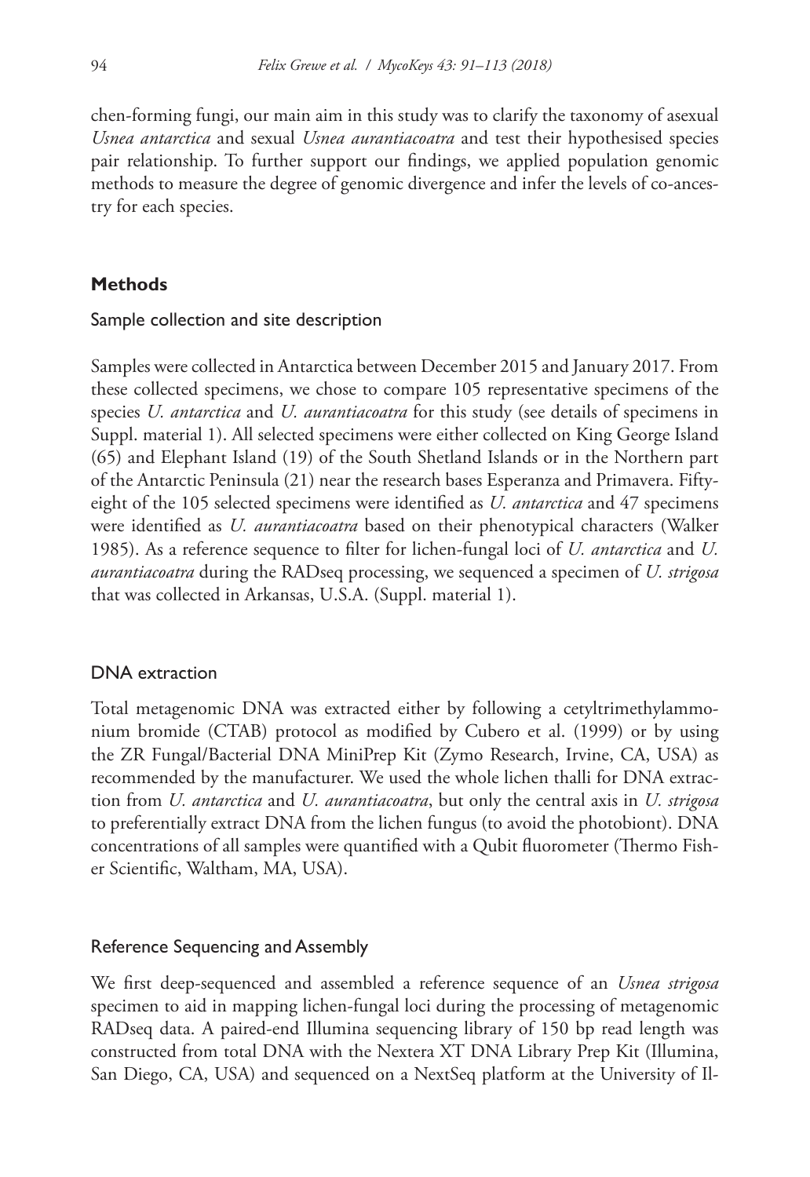chen-forming fungi, our main aim in this study was to clarify the taxonomy of asexual *Usnea antarctica* and sexual *Usnea aurantiacoatra* and test their hypothesised species pair relationship. To further support our findings, we applied population genomic methods to measure the degree of genomic divergence and infer the levels of co-ancestry for each species.

## Methods

### Sample collection and site description

Samples were collected in Antarctica between December 2015 and January 2017. From these collected specimens, we chose to compare 105 representative specimens of the species *U. antarctica* and *U. aurantiacoatra* for this study (see details of specimens in Suppl. material 1). All selected specimens were either collected on King George Island (65) and Elephant Island (19) of the South Shetland Islands or in the Northern part of the Antarctic Peninsula (21) near the research bases Esperanza and Primavera. Fifty-eight of the 105 selected specimens were identified as *U. antarctica* and 47 specimens were identified as *U. aurantiacoatra* based on their phenotypical characters (Walker 1985). As a reference sequence to filter for lichen-fungal loci of *U. antarctica* and *U. aurantiacoatra* during the RADseq processing, we sequenced a specimen of *U. strigosa* that was collected in Arkansas, U.S.A. (Suppl. material 1).

### DNA extraction

Total metagenomic DNA was extracted either by following a cetyltrimethylammonium bromide (CTAB) protocol as modified by Cubero et al. (1999) or by using the ZR Fungal/Bacterial DNA MiniPrep Kit (Zymo Research, Irvine, CA, USA) as recommended by the manufacturer. We used the whole lichen thalli for DNA extraction from *U. antarctica* and *U. aurantiacoatra*, but only the central axis in *U. strigosa* to preferentially extract DNA from the lichen fungus (to avoid the photobiont). DNA concentrations of all samples were quantified with a Qubit fluorometer (Thermo Fisher Scientific, Waltham, MA, USA).

### Reference Sequencing and Assembly

We first deep-sequenced and assembled a reference sequence of an *Usnea strigosa* specimen to aid in mapping lichen-fungal loci during the processing of metagenomic RADseq data. A paired-end Illumina sequencing library of 150 bp read length was constructed from total DNA with the Nextera XT DNA Library Prep Kit (Illumina, San Diego, CA, USA) and sequenced on a NextSeq platform at the University of Il-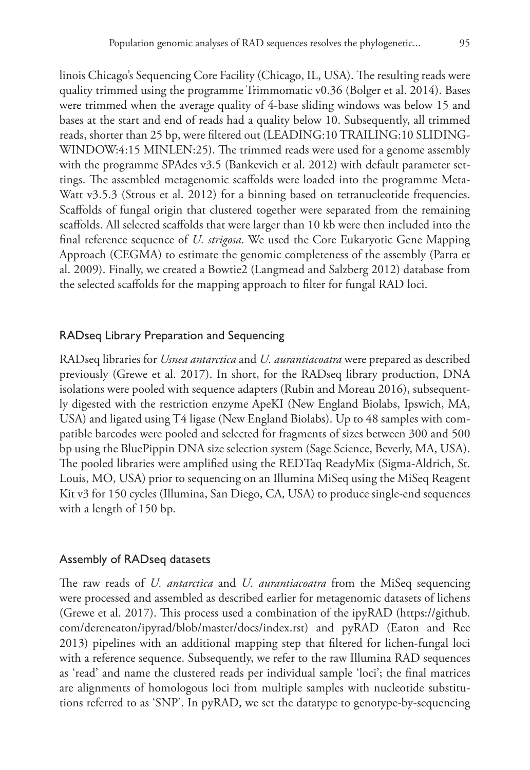linois Chicago's Sequencing Core Facility (Chicago, IL, USA). The resulting reads were quality trimmed using the programme Trimmomatic v0.36 (Bolger et al. 2014). Bases were trimmed when the average quality of 4-base sliding windows was below 15 and bases at the start and end of reads had a quality below 10. Subsequently, all trimmed reads, shorter than 25 bp, were filtered out (LEADING:10 TRAILING:10 SLIDING-WINDOW:4:15 MINLEN:25). The trimmed reads were used for a genome assembly with the programme SPAdes v3.5 (Bankevich et al. 2012) with default parameter settings. The assembled metagenomic scaffolds were loaded into the programme MetaWatt v3.5.3 (Strous et al. 2012) for a binning based on tetranucleotide frequencies. Scaffolds of fungal origin that clustered together were separated from the remaining scaffolds. All selected scaffolds that were larger than 10 kb were then included into the final reference sequence of *U. strigosa*. We used the Core Eukaryotic Gene Mapping Approach (CEGMA) to estimate the genomic completeness of the assembly (Parra et al. 2009). Finally, we created a Bowtie2 (Langmead and Salzberg 2012) database from the selected scaffolds for the mapping approach to filter for fungal RAD loci.

## RADseq Library Preparation and Sequencing

RADseq libraries for *Usnea antarctica* and *U. aurantiacoatra* were prepared as described previously (Grewe et al. 2017). In short, for the RADseq library production, DNA isolations were pooled with sequence adapters (Rubin and Moreau 2016), subsequently digested with the restriction enzyme ApeKI (New England Biolabs, Ipswich, MA, USA) and ligated using T4 ligase (New England Biolabs). Up to 48 samples with compatible barcodes were pooled and selected for fragments of sizes between 300 and 500 bp using the BluePippin DNA size selection system (Sage Science, Beverly, MA, USA). The pooled libraries were amplified using the REDTaq ReadyMix (Sigma-Aldrich, St. Louis, MO, USA) prior to sequencing on an Illumina MiSeq using the MiSeq Reagent Kit v3 for 150 cycles (Illumina, San Diego, CA, USA) to produce single-end sequences with a length of 150 bp.

## Assembly of RADseq datasets

The raw reads of *U. antarctica* and *U. aurantiacoatra* from the MiSeq sequencing were processed and assembled as described earlier for metagenomic datasets of lichens (Grewe et al. 2017). This process used a combination of the ipyRAD (https://github.com/dereneaton/ipyrad/blob/master/docs/index.rst) and pyRAD (Eaton and Ree 2013) pipelines with an additional mapping step that filtered for lichen-fungal loci with a reference sequence. Subsequently, we refer to the raw Illumina RAD sequences as 'read' and name the clustered reads per individual sample 'loci'; the final matrices are alignments of homologous loci from multiple samples with nucleotide substitutions referred to as 'SNP'. In pyRAD, we set the datatype to genotype-by-sequencing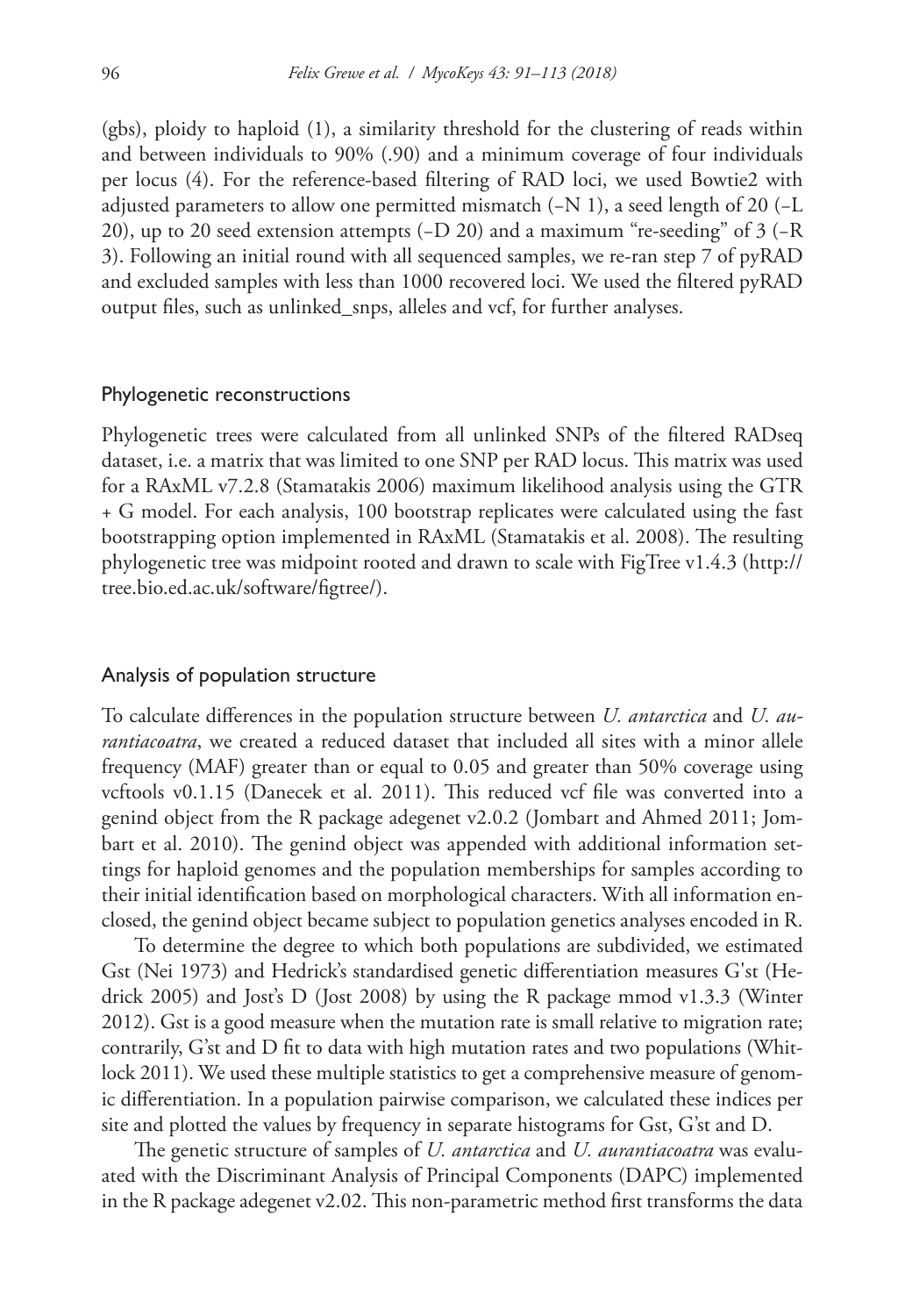(gbs), ploidy to haploid (1), a similarity threshold for the clustering of reads within and between individuals to 90% (.90) and a minimum coverage of four individuals per locus (4). For the reference-based filtering of RAD loci, we used Bowtie2 with adjusted parameters to allow one permitted mismatch (–N 1), a seed length of 20 (–L 20), up to 20 seed extension attempts (–D 20) and a maximum "re-seeding" of 3 (–R 3). Following an initial round with all sequenced samples, we re-ran step 7 of pyRAD and excluded samples with less than 1000 recovered loci. We used the filtered pyRAD output files, such as unlinked_snps, alleles and vcf, for further analyses.

## Phylogenetic reconstructions

Phylogenetic trees were calculated from all unlinked SNPs of the filtered RADseq dataset, i.e. a matrix that was limited to one SNP per RAD locus. This matrix was used for a RAxML v7.2.8 (Stamatakis 2006) maximum likelihood analysis using the GTR + G model. For each analysis, 100 bootstrap replicates were calculated using the fast bootstrapping option implemented in RAxML (Stamatakis et al. 2008). The resulting phylogenetic tree was midpoint rooted and drawn to scale with FigTree v1.4.3 (http://tree.bio.ed.ac.uk/software/figtree/).

## Analysis of population structure

To calculate differences in the population structure between *U. antarctica* and *U. aurantiacoatra*, we created a reduced dataset that included all sites with a minor allele frequency (MAF) greater than or equal to 0.05 and greater than 50% coverage using vcftools v0.1.15 (Danecek et al. 2011). This reduced vcf file was converted into a genind object from the R package adegenet v2.0.2 (Jombart and Ahmed 2011; Jombart et al. 2010). The genind object was appended with additional information settings for haploid genomes and the population memberships for samples according to their initial identification based on morphological characters. With all information enclosed, the genind object became subject to population genetics analyses encoded in R.

To determine the degree to which both populations are subdivided, we estimated Gst (Nei 1973) and Hedrick's standardised genetic differentiation measures G'st (Hedrick 2005) and Jost's D (Jost 2008) by using the R package mmod v1.3.3 (Winter 2012). Gst is a good measure when the mutation rate is small relative to migration rate; contrarily, G'st and D fit to data with high mutation rates and two populations (Whitlock 2011). We used these multiple statistics to get a comprehensive measure of genomic differentiation. In a population pairwise comparison, we calculated these indices per site and plotted the values by frequency in separate histograms for Gst, G'st and D.

The genetic structure of samples of *U. antarctica* and *U. aurantiacoatra* was evaluated with the Discriminant Analysis of Principal Components (DAPC) implemented in the R package adegenet v2.02. This non-parametric method first transforms the data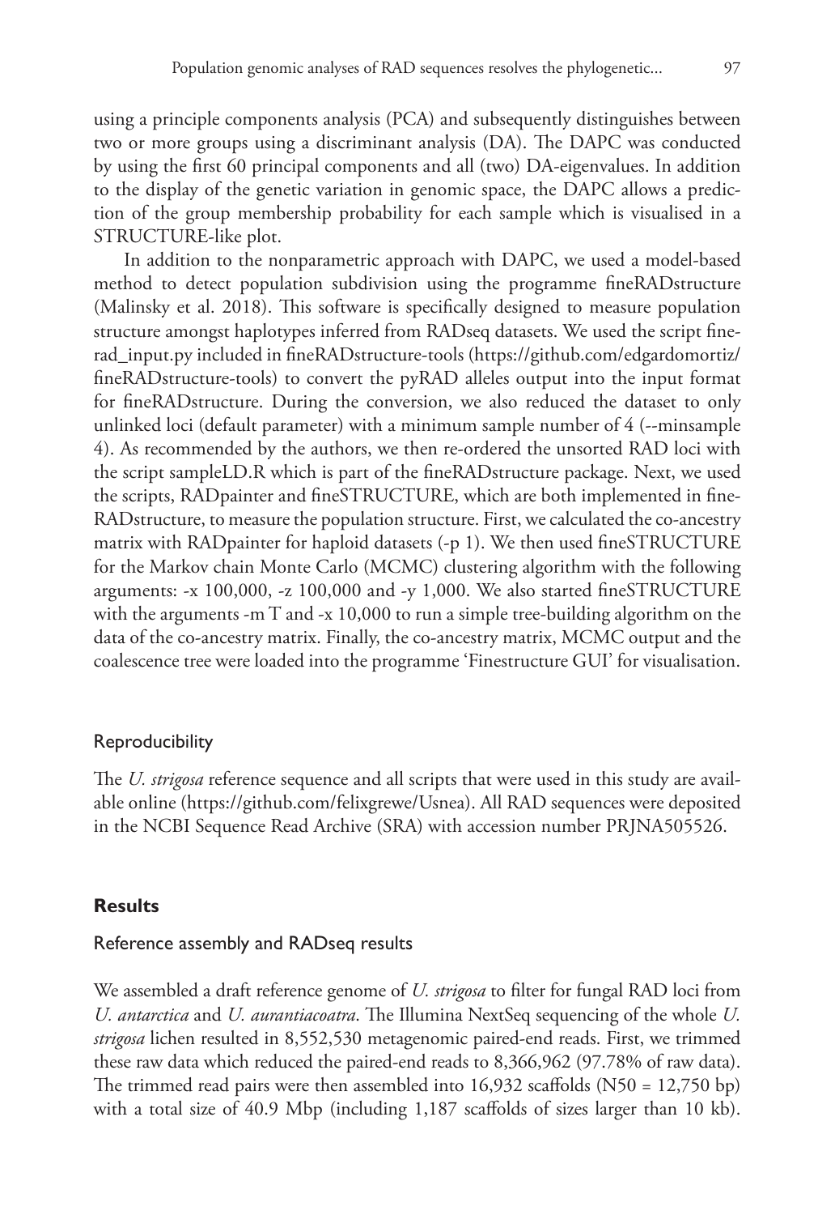using a principle components analysis (PCA) and subsequently distinguishes between two or more groups using a discriminant analysis (DA). The DAPC was conducted by using the first 60 principal components and all (two) DA-eigenvalues. In addition to the display of the genetic variation in genomic space, the DAPC allows a prediction of the group membership probability for each sample which is visualised in a STRUCTURE-like plot.

In addition to the nonparametric approach with DAPC, we used a model-based method to detect population subdivision using the programme fineRADstructure (Malinsky et al. 2018). This software is specifically designed to measure population structure amongst haplotypes inferred from RADseq datasets. We used the script finerad_input.py included in fineRADstructure-tools (https://github.com/edgardomortiz/fineRADstructure-tools) to convert the pyRAD alleles output into the input format for fineRADstructure. During the conversion, we also reduced the dataset to only unlinked loci (default parameter) with a minimum sample number of 4 (--minsample 4). As recommended by the authors, we then re-ordered the unsorted RAD loci with the script sampleLD.R which is part of the fineRADstructure package. Next, we used the scripts, RADpainter and fineSTRUCTURE, which are both implemented in fineRADstructure, to measure the population structure. First, we calculated the co-ancestry matrix with RADpainter for haploid datasets (-p 1). We then used fineSTRUCTURE for the Markov chain Monte Carlo (MCMC) clustering algorithm with the following arguments: -x 100,000, -z 100,000 and -y 1,000. We also started fineSTRUCTURE with the arguments -m T and -x 10,000 to run a simple tree-building algorithm on the data of the co-ancestry matrix. Finally, the co-ancestry matrix, MCMC output and the coalescence tree were loaded into the programme 'Finestructure GUI' for visualisation.

### Reproducibility

The *U. strigosa* reference sequence and all scripts that were used in this study are available online (https://github.com/felixgrewe/Usnea). All RAD sequences were deposited in the NCBI Sequence Read Archive (SRA) with accession number PRJNA505526.

## Results

### Reference assembly and RADseq results

We assembled a draft reference genome of *U. strigosa* to filter for fungal RAD loci from *U. antarctica* and *U. aurantiacoatra*. The Illumina NextSeq sequencing of the whole *U. strigosa* lichen resulted in 8,552,530 metagenomic paired-end reads. First, we trimmed these raw data which reduced the paired-end reads to 8,366,962 (97.78% of raw data). The trimmed read pairs were then assembled into 16,932 scaffolds (N50 = 12,750 bp) with a total size of 40.9 Mbp (including 1,187 scaffolds of sizes larger than 10 kb).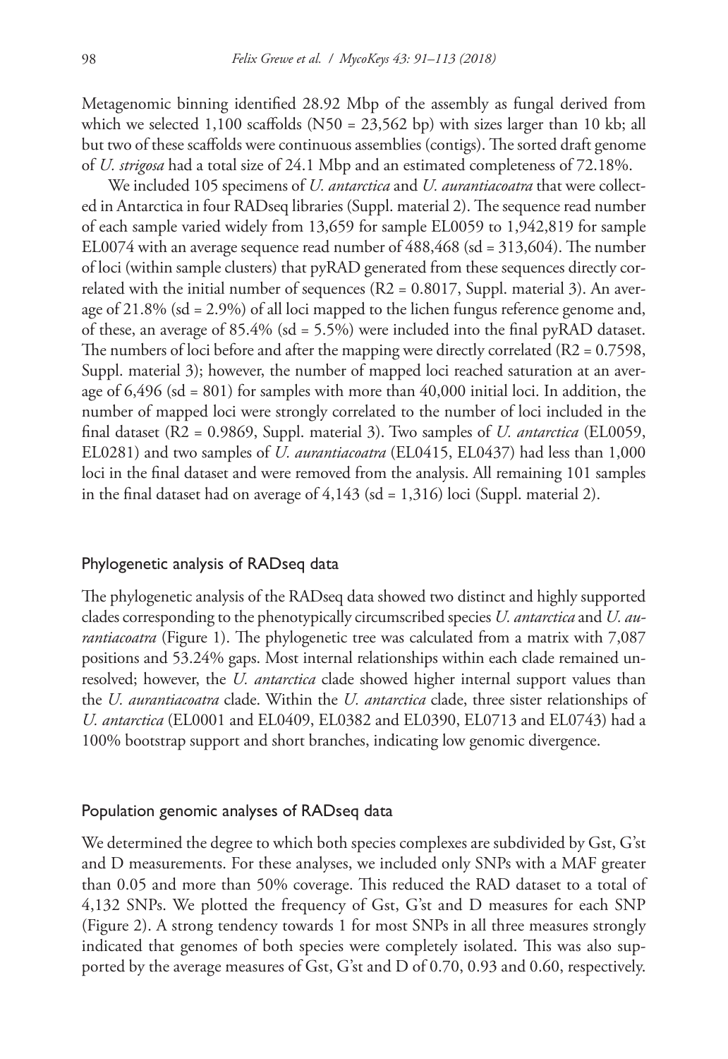Metagenomic binning identified 28.92 Mbp of the assembly as fungal derived from which we selected 1,100 scaffolds (N50 = 23,562 bp) with sizes larger than 10 kb; all but two of these scaffolds were continuous assemblies (contigs). The sorted draft genome of *U. strigosa* had a total size of 24.1 Mbp and an estimated completeness of 72.18%.

We included 105 specimens of *U. antarctica* and *U. aurantiacoatra* that were collected in Antarctica in four RADseq libraries (Suppl. material 2). The sequence read number of each sample varied widely from 13,659 for sample EL0059 to 1,942,819 for sample EL0074 with an average sequence read number of 488,468 (sd = 313,604). The number of loci (within sample clusters) that pyRAD generated from these sequences directly correlated with the initial number of sequences ($R2 = 0.8017$, Suppl. material 3). An average of 21.8% (sd = 2.9%) of all loci mapped to the lichen fungus reference genome and, of these, an average of 85.4% (sd = 5.5%) were included into the final pyRAD dataset. The numbers of loci before and after the mapping were directly correlated ($R2 = 0.7598$, Suppl. material 3); however, the number of mapped loci reached saturation at an average of 6,496 (sd = 801) for samples with more than 40,000 initial loci. In addition, the number of mapped loci were strongly correlated to the number of loci included in the final dataset ($R2 = 0.9869$, Suppl. material 3). Two samples of *U. antarctica* (EL0059, EL0281) and two samples of *U. aurantiacoatra* (EL0415, EL0437) had less than 1,000 loci in the final dataset and were removed from the analysis. All remaining 101 samples in the final dataset had on average of 4,143 (sd = 1,316) loci (Suppl. material 2).

## Phylogenetic analysis of RADseq data

The phylogenetic analysis of the RADseq data showed two distinct and highly supported clades corresponding to the phenotypically circumscribed species *U. antarctica* and *U. aurantiacoatra* (Figure 1). The phylogenetic tree was calculated from a matrix with 7,087 positions and 53.24% gaps. Most internal relationships within each clade remained unresolved; however, the *U. antarctica* clade showed higher internal support values than the *U. aurantiacoatra* clade. Within the *U. antarctica* clade, three sister relationships of *U. antarctica* (EL0001 and EL0409, EL0382 and EL0390, EL0713 and EL0743) had a 100% bootstrap support and short branches, indicating low genomic divergence.

## Population genomic analyses of RADseq data

We determined the degree to which both species complexes are subdivided by Gst, G'st and D measurements. For these analyses, we included only SNPs with a MAF greater than 0.05 and more than 50% coverage. This reduced the RAD dataset to a total of 4,132 SNPs. We plotted the frequency of Gst, G'st and D measures for each SNP (Figure 2). A strong tendency towards 1 for most SNPs in all three measures strongly indicated that genomes of both species were completely isolated. This was also supported by the average measures of Gst, G'st and D of 0.70, 0.93 and 0.60, respectively.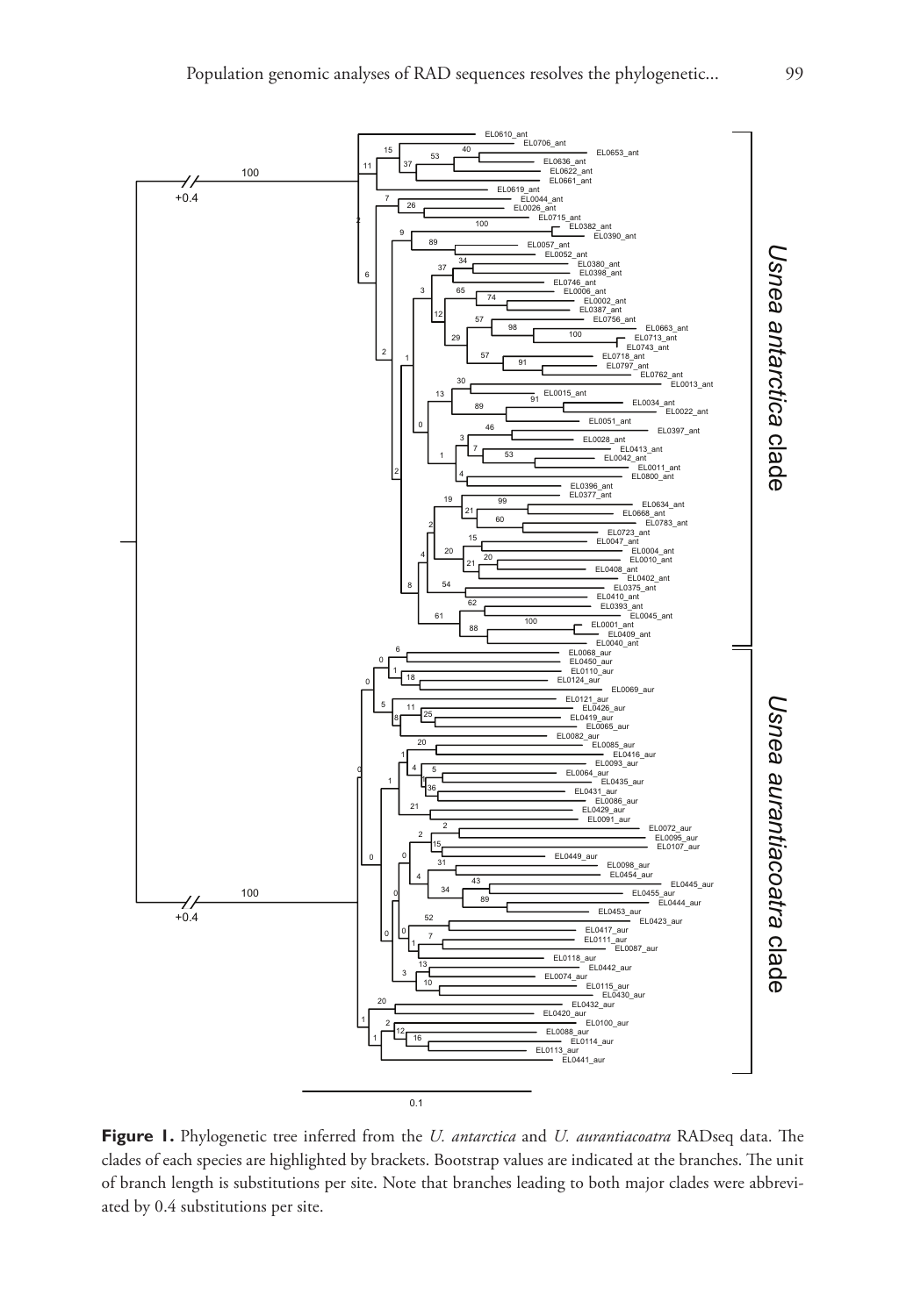**Figure 1.** Phylogenetic tree inferred from the *U. antarctica* and *U. aurantiacoatra* RADseq data. The clades of each species are highlighted by brackets. Bootstrap values are indicated at the branches. The unit of branch length is substitutions per site. Note that branches leading to both major clades were abbreviated by 0.4 substitutions per site.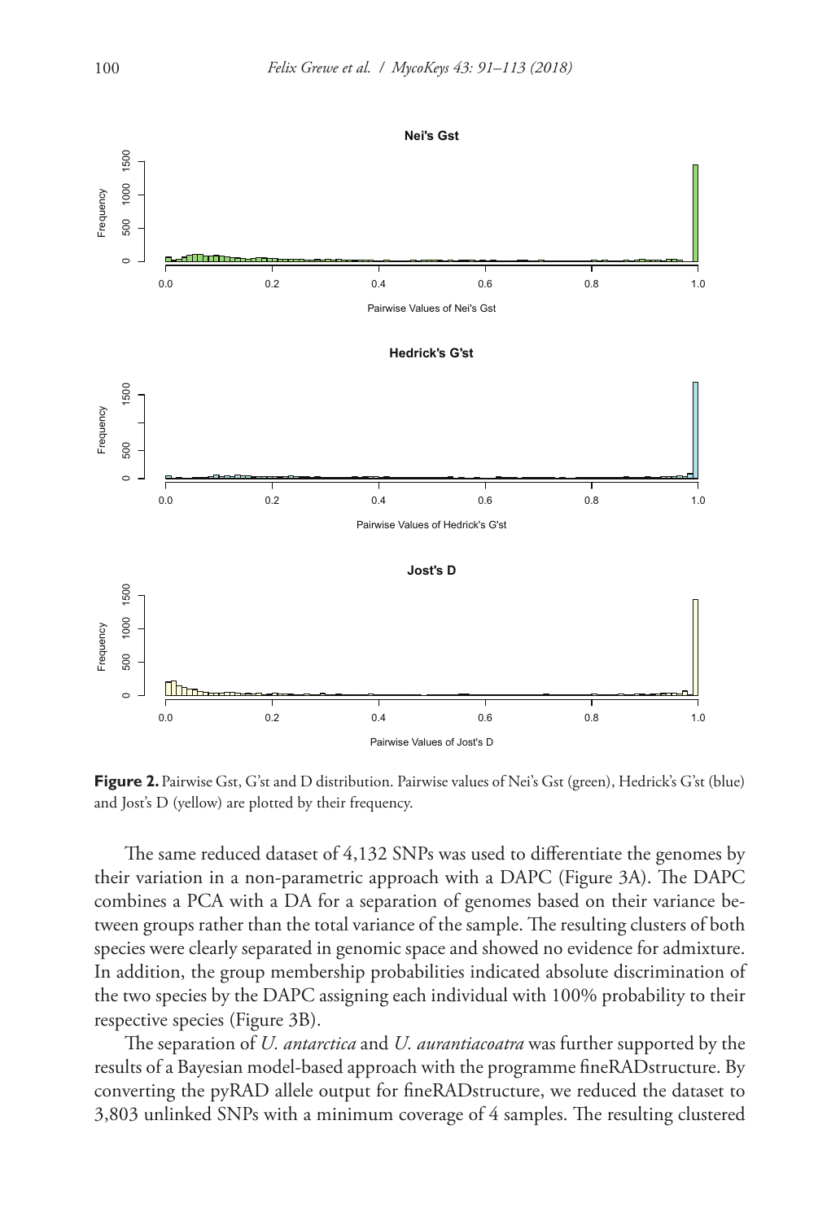**Figure 2.** Pairwise Gst, G'st and D distribution. Pairwise values of Nei's Gst (green), Hedrick's G'st (blue) and Jost's D (yellow) are plotted by their frequency.

The same reduced dataset of 4,132 SNPs was used to differentiate the genomes by their variation in a non-parametric approach with a DAPC (Figure 3A). The DAPC combines a PCA with a DA for a separation of genomes based on their variance between groups rather than the total variance of the sample. The resulting clusters of both species were clearly separated in genomic space and showed no evidence for admixture. In addition, the group membership probabilities indicated absolute discrimination of the two species by the DAPC assigning each individual with 100% probability to their respective species (Figure 3B).

The separation of *U. antarctica* and *U. aurantiacoatra* was further supported by the results of a Bayesian model-based approach with the programme fineRADstructure. By converting the pyRAD allele output for fineRADstructure, we reduced the dataset to 3,803 unlinked SNPs with a minimum coverage of 4 samples. The resulting clustered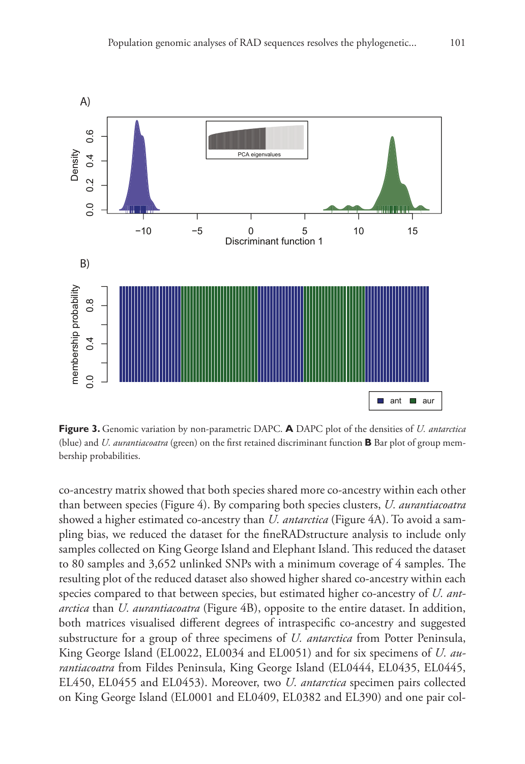**Figure 3.** Genomic variation by non-parametric DAPC. **A** DAPC plot of the densities of *U. antarctica* (blue) and *U. aurantiacoatra* (green) on the first retained discriminant function **B** Bar plot of group membership probabilities.

co-ancestry matrix showed that both species shared more co-ancestry within each other than between species (Figure 4). By comparing both species clusters, *U. aurantiacoatra* showed a higher estimated co-ancestry than *U. antarctica* (Figure 4A). To avoid a sampling bias, we reduced the dataset for the fineRADstructure analysis to include only samples collected on King George Island and Elephant Island. This reduced the dataset to 80 samples and 3,652 unlinked SNPs with a minimum coverage of 4 samples. The resulting plot of the reduced dataset also showed higher shared co-ancestry within each species compared to that between species, but estimated higher co-ancestry of *U. antarctica* than *U. aurantiacoatra* (Figure 4B), opposite to the entire dataset. In addition, both matrices visualised different degrees of intraspecific co-ancestry and suggested substructure for a group of three specimens of *U. antarctica* from Potter Peninsula, King George Island (EL0022, EL0034 and EL0051) and for six specimens of *U. aurantiacoatra* from Fildes Peninsula, King George Island (EL0444, EL0435, EL0445, EL450, EL0455 and EL0453). Moreover, two *U. antarctica* specimen pairs collected on King George Island (EL0001 and EL0409, EL0382 and EL390) and one pair col-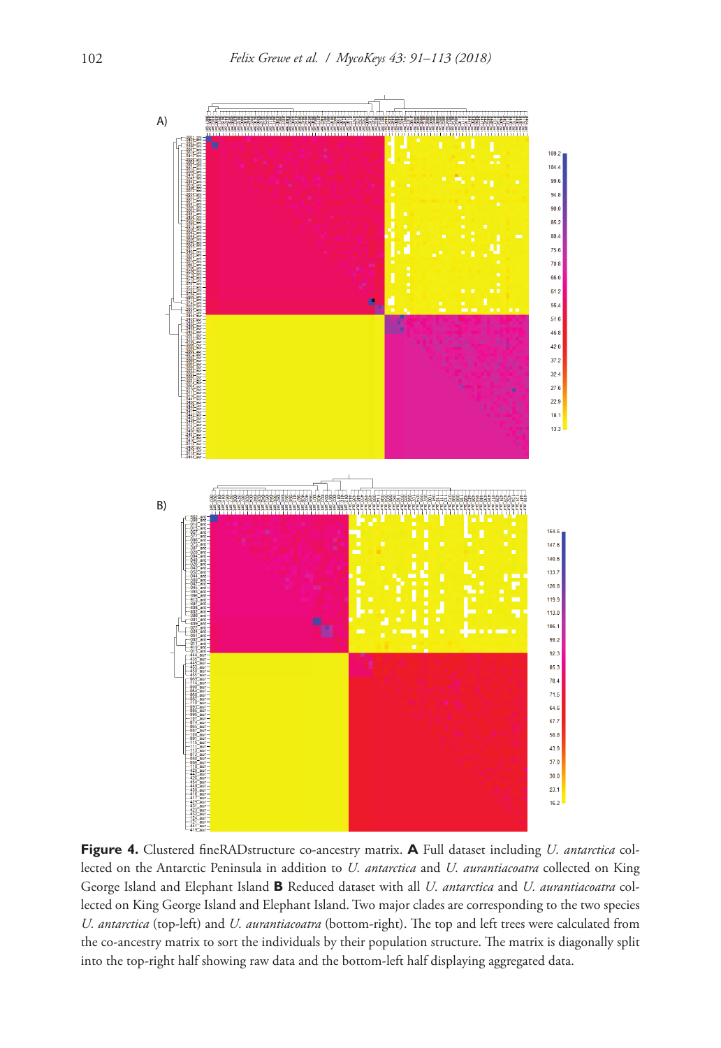**Figure 4.** Clustered fineRADstructure co-ancestry matrix. **A** Full dataset including *U. antarctica* collected on the Antarctic Peninsula in addition to *U. antarctica* and *U. aurantiacoatra* collected on King George Island and Elephant Island **B** Reduced dataset with all *U. antarctica* and *U. aurantiacoatra* collected on King George Island and Elephant Island. Two major clades are corresponding to the two species *U. antarctica* (top-left) and *U. aurantiacoatra* (bottom-right). The top and left trees were calculated from the co-ancestry matrix to sort the individuals by their population structure. The matrix is diagonally split into the top-right half showing raw data and the bottom-left half displaying aggregated data.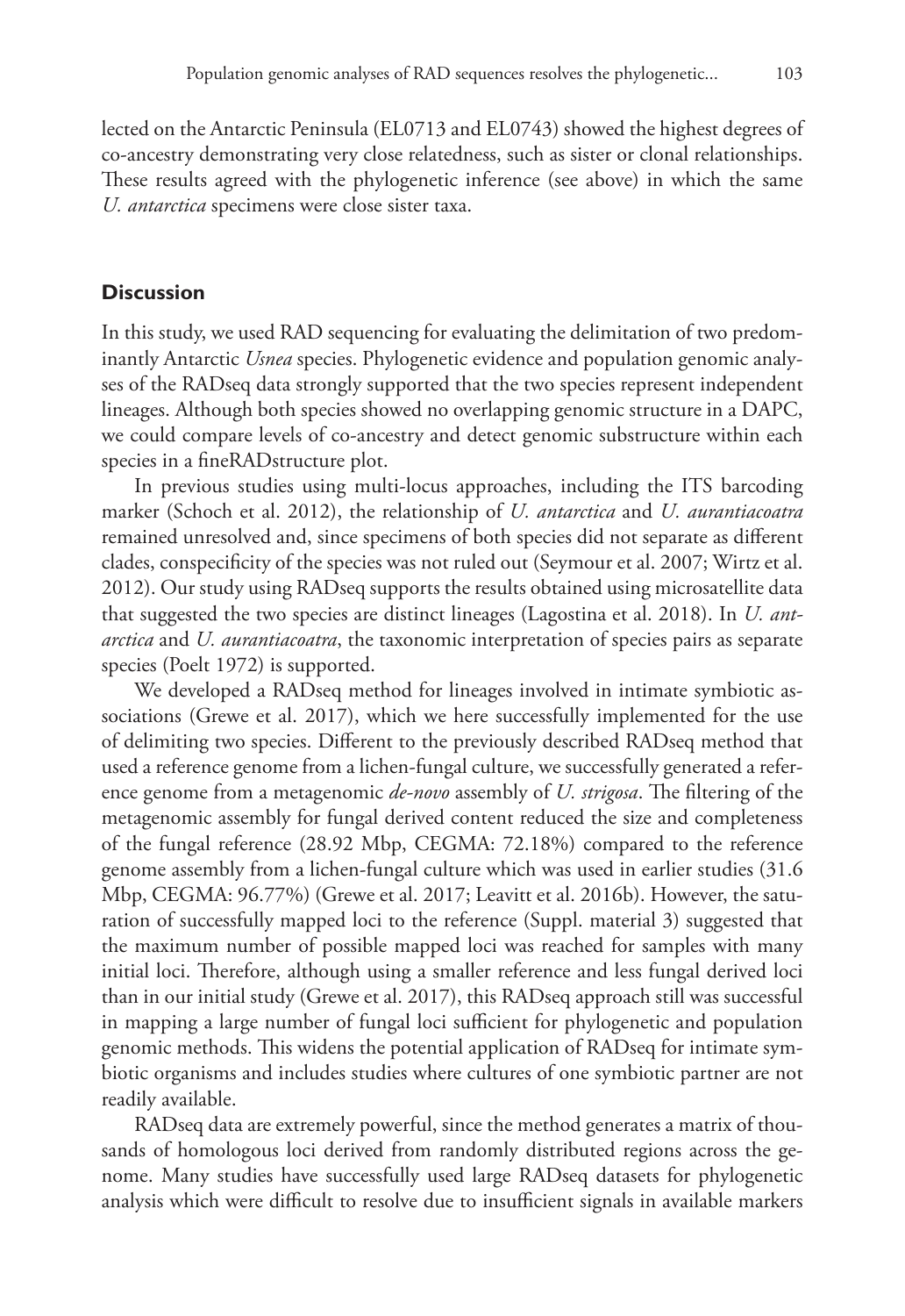lected on the Antarctic Peninsula (EL0713 and EL0743) showed the highest degrees of co-ancestry demonstrating very close relatedness, such as sister or clonal relationships. These results agreed with the phylogenetic inference (see above) in which the same *U. antarctica* specimens were close sister taxa.

## Discussion

In this study, we used RAD sequencing for evaluating the delimitation of two predominantly Antarctic *Usnea* species. Phylogenetic evidence and population genomic analyses of the RADseq data strongly supported that the two species represent independent lineages. Although both species showed no overlapping genomic structure in a DAPC, we could compare levels of co-ancestry and detect genomic substructure within each species in a fineRADstructure plot.

In previous studies using multi-locus approaches, including the ITS barcoding marker (Schoch et al. 2012), the relationship of *U. antarctica* and *U. aurantiacoatra* remained unresolved and, since specimens of both species did not separate as different clades, conspecificity of the species was not ruled out (Seymour et al. 2007; Wirtz et al. 2012). Our study using RADseq supports the results obtained using microsatellite data that suggested the two species are distinct lineages (Lagostina et al. 2018). In *U. antarctica* and *U. aurantiacoatra*, the taxonomic interpretation of species pairs as separate species (Poelt 1972) is supported.

We developed a RADseq method for lineages involved in intimate symbiotic associations (Grewe et al. 2017), which we here successfully implemented for the use of delimiting two species. Different to the previously described RADseq method that used a reference genome from a lichen-fungal culture, we successfully generated a reference genome from a metagenomic *de-novo* assembly of *U. strigosa*. The filtering of the metagenomic assembly for fungal derived content reduced the size and completeness of the fungal reference (28.92 Mbp, CEGMA: 72.18%) compared to the reference genome assembly from a lichen-fungal culture which was used in earlier studies (31.6 Mbp, CEGMA: 96.77%) (Grewe et al. 2017; Leavitt et al. 2016b). However, the saturation of successfully mapped loci to the reference (Suppl. material 3) suggested that the maximum number of possible mapped loci was reached for samples with many initial loci. Therefore, although using a smaller reference and less fungal derived loci than in our initial study (Grewe et al. 2017), this RADseq approach still was successful in mapping a large number of fungal loci sufficient for phylogenetic and population genomic methods. This widens the potential application of RADseq for intimate symbiotic organisms and includes studies where cultures of one symbiotic partner are not readily available.

RADseq data are extremely powerful, since the method generates a matrix of thousands of homologous loci derived from randomly distributed regions across the genome. Many studies have successfully used large RADseq datasets for phylogenetic analysis which were difficult to resolve due to insufficient signals in available markers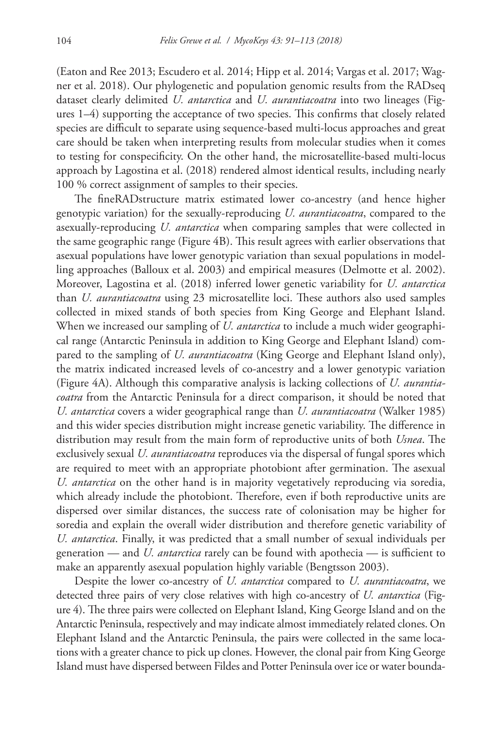(Eaton and Ree 2013; Escudero et al. 2014; Hipp et al. 2014; Vargas et al. 2017; Wagner et al. 2018). Our phylogenetic and population genomic results from the RADseq dataset clearly delimited *U. antarctica* and *U. aurantiacoatra* into two lineages (Figures 1–4) supporting the acceptance of two species. This confirms that closely related species are difficult to separate using sequence-based multi-locus approaches and great care should be taken when interpreting results from molecular studies when it comes to testing for conspecificity. On the other hand, the microsatellite-based multi-locus approach by Lagostina et al. (2018) rendered almost identical results, including nearly 100 % correct assignment of samples to their species.

The fineRADstructure matrix estimated lower co-ancestry (and hence higher genotypic variation) for the sexually-reproducing *U. aurantiacoatra*, compared to the asexually-reproducing *U. antarctica* when comparing samples that were collected in the same geographic range (Figure 4B). This result agrees with earlier observations that asexual populations have lower genotypic variation than sexual populations in modelling approaches (Balloux et al. 2003) and empirical measures (Delmotte et al. 2002). Moreover, Lagostina et al. (2018) inferred lower genetic variability for *U. antarctica* than *U. aurantiacoatra* using 23 microsatellite loci. These authors also used samples collected in mixed stands of both species from King George and Elephant Island. When we increased our sampling of *U. antarctica* to include a much wider geographical range (Antarctic Peninsula in addition to King George and Elephant Island) compared to the sampling of *U. aurantiacoatra* (King George and Elephant Island only), the matrix indicated increased levels of co-ancestry and a lower genotypic variation (Figure 4A). Although this comparative analysis is lacking collections of *U. aurantiacoatra* from the Antarctic Peninsula for a direct comparison, it should be noted that *U. antarctica* covers a wider geographical range than *U. aurantiacoatra* (Walker 1985) and this wider species distribution might increase genetic variability. The difference in distribution may result from the main form of reproductive units of both *Usnea*. The exclusively sexual *U. aurantiacoatra* reproduces via the dispersal of fungal spores which are required to meet with an appropriate photobiont after germination. The asexual *U. antarctica* on the other hand is in majority vegetatively reproducing via soredia, which already include the photobiont. Therefore, even if both reproductive units are dispersed over similar distances, the success rate of colonisation may be higher for soredia and explain the overall wider distribution and therefore genetic variability of *U. antarctica*. Finally, it was predicted that a small number of sexual individuals per generation — and *U. antarctica* rarely can be found with apothecia — is sufficient to make an apparently asexual population highly variable (Bengtsson 2003).

Despite the lower co-ancestry of *U. antarctica* compared to *U. aurantiacoatra*, we detected three pairs of very close relatives with high co-ancestry of *U. antarctica* (Figure 4). The three pairs were collected on Elephant Island, King George Island and on the Antarctic Peninsula, respectively and may indicate almost immediately related clones. On Elephant Island and the Antarctic Peninsula, the pairs were collected in the same locations with a greater chance to pick up clones. However, the clonal pair from King George Island must have dispersed between Fildes and Potter Peninsula over ice or water bounda-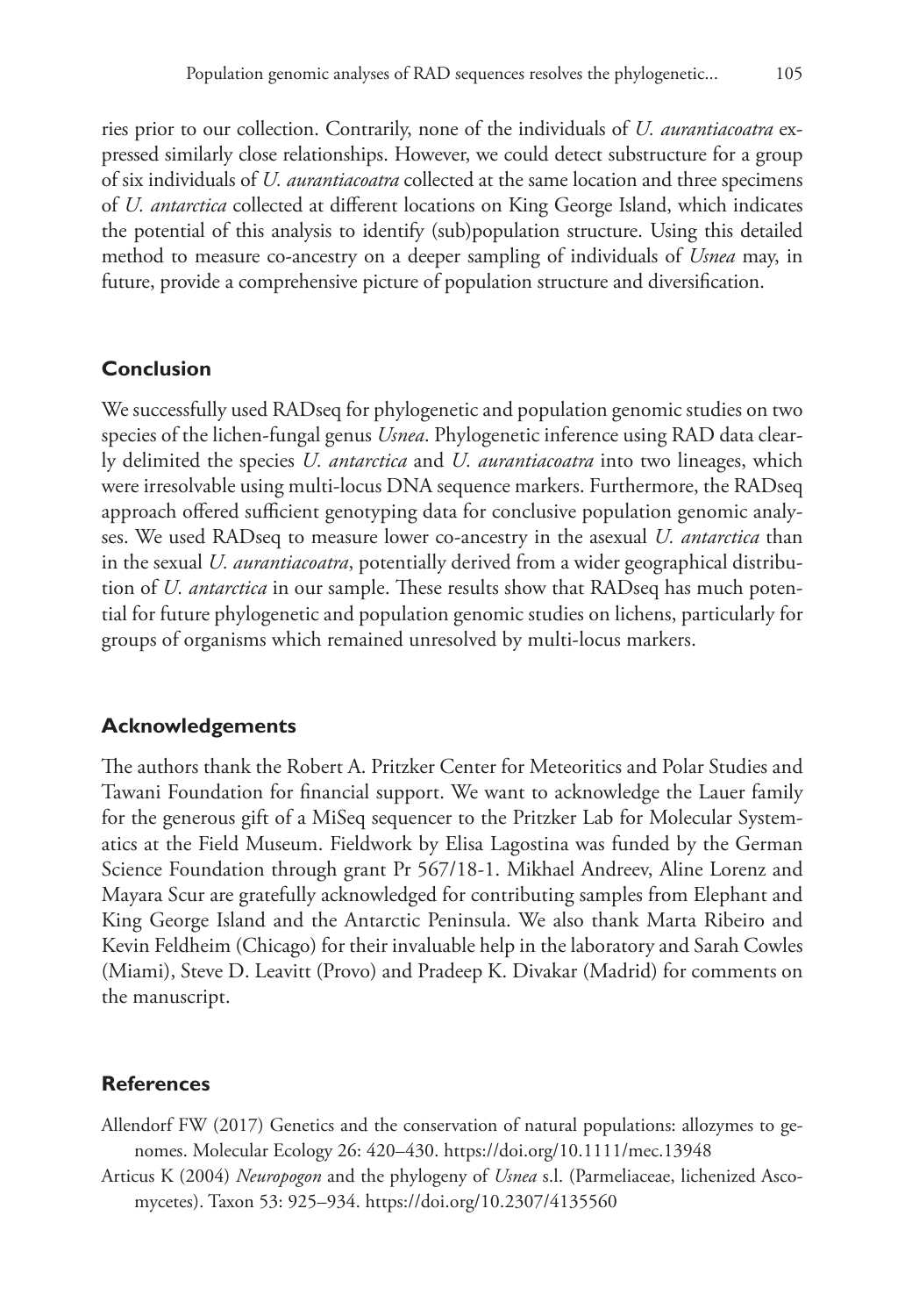ries prior to our collection. Contrarily, none of the individuals of *U. aurantiacoatra* expressed similarly close relationships. However, we could detect substructure for a group of six individuals of *U. aurantiacoatra* collected at the same location and three specimens of *U. antarctica* collected at different locations on King George Island, which indicates the potential of this analysis to identify (sub)population structure. Using this detailed method to measure co-ancestry on a deeper sampling of individuals of *Usnea* may, in future, provide a comprehensive picture of population structure and diversification.

## Conclusion

We successfully used RADseq for phylogenetic and population genomic studies on two species of the lichen-fungal genus *Usnea*. Phylogenetic inference using RAD data clearly delimited the species *U. antarctica* and *U. aurantiacoatra* into two lineages, which were irresolvable using multi-locus DNA sequence markers. Furthermore, the RADseq approach offered sufficient genotyping data for conclusive population genomic analyses. We used RADseq to measure lower co-ancestry in the asexual *U. antarctica* than in the sexual *U. aurantiacoatra*, potentially derived from a wider geographical distribution of *U. antarctica* in our sample. These results show that RADseq has much potential for future phylogenetic and population genomic studies on lichens, particularly for groups of organisms which remained unresolved by multi-locus markers.

## Acknowledgements

The authors thank the Robert A. Pritzker Center for Meteoritics and Polar Studies and Tawani Foundation for financial support. We want to acknowledge the Lauer family for the generous gift of a MiSeq sequencer to the Pritzker Lab for Molecular Systematics at the Field Museum. Fieldwork by Elisa Lagostina was funded by the German Science Foundation through grant Pr 567/18-1. Mikhael Andreev, Aline Lorenz and Mayara Scur are gratefully acknowledged for contributing samples from Elephant and King George Island and the Antarctic Peninsula. We also thank Marta Ribeiro and Kevin Feldheim (Chicago) for their invaluable help in the laboratory and Sarah Cowles (Miami), Steve D. Leavitt (Provo) and Pradeep K. Divakar (Madrid) for comments on the manuscript.

## References

Allendorf FW (2017) Genetics and the conservation of natural populations: allozymes to genomes. Molecular Ecology 26: 420–430. https://doi.org/10.1111/mec.13948

Articus K (2004) *Neuropogon* and the phylogeny of *Usnea* s.l. (Parmeliaceae, lichenized Ascomycetes). Taxon 53: 925–934. https://doi.org/10.2307/4135560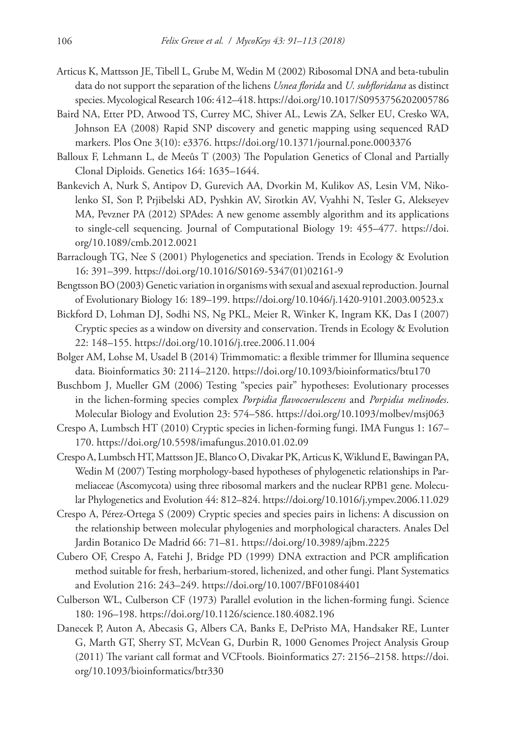Articus K, Mattsson JE, Tibell L, Grube M, Wedin M (2002) Ribosomal DNA and beta-tubulin data do not support the separation of the lichens *Usnea florida* and *U. subfloridana* as distinct species. Mycological Research 106: 412–418. https://doi.org/10.1017/S0953756202005786

Baird NA, Etter PD, Atwood TS, Currey MC, Shiver AL, Lewis ZA, Selker EU, Cresko WA, Johnson EA (2008) Rapid SNP discovery and genetic mapping using sequenced RAD markers. Plos One 3(10): e3376. https://doi.org/10.1371/journal.pone.0003376

Balloux F, Lehmann L, de Meeûs T (2003) The Population Genetics of Clonal and Partially Clonal Diploids. Genetics 164: 1635–1644.

Bankevich A, Nurk S, Antipov D, Gurevich AA, Dvorkin M, Kulikov AS, Lesin VM, Nikolenko SI, Son P, Prjibelski AD, Pyshkin AV, Sirotkin AV, Vyahhi N, Tesler G, Alekseyev MA, Pevzner PA (2012) SPAdes: A new genome assembly algorithm and its applications to single-cell sequencing. Journal of Computational Biology 19: 455–477. https://doi.org/10.1089/cmb.2012.0021

Barraclough TG, Nee S (2001) Phylogenetics and speciation. Trends in Ecology & Evolution 16: 391–399. https://doi.org/10.1016/S0169-5347(01)02161-9

Bengtsson BO (2003) Genetic variation in organisms with sexual and asexual reproduction. Journal of Evolutionary Biology 16: 189–199. https://doi.org/10.1046/j.1420-9101.2003.00523.x

Bickford D, Lohman DJ, Sodhi NS, Ng PKL, Meier R, Winker K, Ingram KK, Das I (2007) Cryptic species as a window on diversity and conservation. Trends in Ecology & Evolution 22: 148–155. https://doi.org/10.1016/j.tree.2006.11.004

Bolger AM, Lohse M, Usadel B (2014) Trimmomatic: a flexible trimmer for Illumina sequence data. Bioinformatics 30: 2114–2120. https://doi.org/10.1093/bioinformatics/btu170

Buschbom J, Mueller GM (2006) Testing "species pair" hypotheses: Evolutionary processes in the lichen-forming species complex *Porpidia flavocoerulescens* and *Porpidia melinodes*. Molecular Biology and Evolution 23: 574–586. https://doi.org/10.1093/molbev/msj063

Crespo A, Lumbsch HT (2010) Cryptic species in lichen-forming fungi. IMA Fungus 1: 167–170. https://doi.org/10.5598/imafungus.2010.01.02.09

Crespo A, Lumbsch HT, Mattsson JE, Blanco O, Divakar PK, Articus K, Wiklund E, Bawingan PA, Wedin M (2007) Testing morphology-based hypotheses of phylogenetic relationships in Parmeliaceae (Ascomycota) using three ribosomal markers and the nuclear RPB1 gene. Molecular Phylogenetics and Evolution 44: 812–824. https://doi.org/10.1016/j.ympev.2006.11.029

Crespo A, Pérez-Ortega S (2009) Cryptic species and species pairs in lichens: A discussion on the relationship between molecular phylogenies and morphological characters. Anales Del Jardin Botanico De Madrid 66: 71–81. https://doi.org/10.3989/ajbm.2225

Cubero OF, Crespo A, Fatehi J, Bridge PD (1999) DNA extraction and PCR amplification method suitable for fresh, herbarium-stored, lichenized, and other fungi. Plant Systematics and Evolution 216: 243–249. https://doi.org/10.1007/BF01084401

Culberson WL, Culberson CF (1973) Parallel evolution in the lichen-forming fungi. Science 180: 196–198. https://doi.org/10.1126/science.180.4082.196

Danecek P, Auton A, Abecasis G, Albers CA, Banks E, DePristo MA, Handsaker RE, Lunter G, Marth GT, Sherry ST, McVean G, Durbin R, 1000 Genomes Project Analysis Group (2011) The variant call format and VCFtools. Bioinformatics 27: 2156–2158. https://doi.org/10.1093/bioinformatics/btr330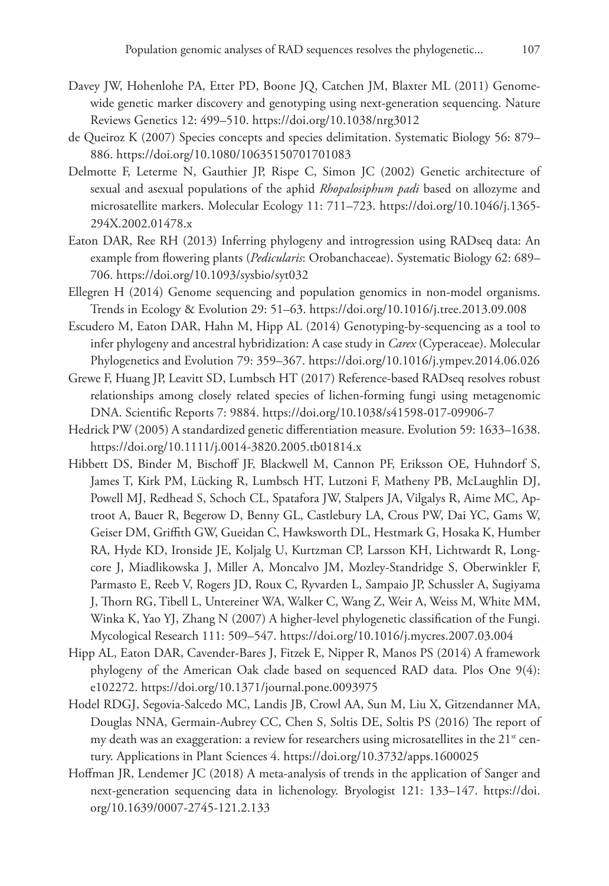Davey JW, Hohenlohe PA, Etter PD, Boone JQ, Catchen JM, Blaxter ML (2011) Genome-wide genetic marker discovery and genotyping using next-generation sequencing. Nature Reviews Genetics 12: 499–510. https://doi.org/10.1038/nrg3012

de Queiroz K (2007) Species concepts and species delimitation. Systematic Biology 56: 879–886. https://doi.org/10.1080/10635150701701083

Delmotte F, Leterme N, Gauthier JP, Rispe C, Simon JC (2002) Genetic architecture of sexual and asexual populations of the aphid *Rhopalosiphum padi* based on allozyme and microsatellite markers. Molecular Ecology 11: 711–723. https://doi.org/10.1046/j.1365-294X.2002.01478.x

Eaton DAR, Ree RH (2013) Inferring phylogeny and introgression using RADseq data: An example from flowering plants (*Pedicularis*: Orobanchaceae). Systematic Biology 62: 689–706. https://doi.org/10.1093/sysbio/syt032

Ellegren H (2014) Genome sequencing and population genomics in non-model organisms. Trends in Ecology & Evolution 29: 51–63. https://doi.org/10.1016/j.tree.2013.09.008

Escudero M, Eaton DAR, Hahn M, Hipp AL (2014) Genotyping-by-sequencing as a tool to infer phylogeny and ancestral hybridization: A case study in *Carex* (Cyperaceae). Molecular Phylogenetics and Evolution 79: 359–367. https://doi.org/10.1016/j.ympev.2014.06.026

Grewe F, Huang JP, Leavitt SD, Lumbsch HT (2017) Reference-based RADseq resolves robust relationships among closely related species of lichen-forming fungi using metagenomic DNA. Scientific Reports 7: 9884. https://doi.org/10.1038/s41598-017-09906-7

Hedrick PW (2005) A standardized genetic differentiation measure. Evolution 59: 1633–1638. https://doi.org/10.1111/j.0014-3820.2005.tb01814.x

Hibbett DS, Binder M, Bischoff JF, Blackwell M, Cannon PF, Eriksson OE, Huhndorf S, James T, Kirk PM, Lücking R, Lumbsch HT, Lutzoni F, Matheny PB, McLaughlin DJ, Powell MJ, Redhead S, Schoch CL, Spatafora JW, Stalpers JA, Vilgalys R, Aime MC, Aptroot A, Bauer R, Begerow D, Benny GL, Castlebury LA, Crous PW, Dai YC, Gams W, Geiser DM, Griffith GW, Gueidan C, Hawksworth DL, Hestmark G, Hosaka K, Humber RA, Hyde KD, Ironside JE, Koljalg U, Kurtzman CP, Larsson KH, Lichtwardt R, Longcore J, Miadlikowska J, Miller A, Moncalvo JM, Mozley-Standridge S, Oberwinkler F, Parmasto E, Reeb V, Rogers JD, Roux C, Ryvarden L, Sampaio JP, Schussler A, Sugiyama J, Thorn RG, Tibell L, Untereiner WA, Walker C, Wang Z, Weir A, Weiss M, White MM, Winka K, Yao YJ, Zhang N (2007) A higher-level phylogenetic classification of the Fungi. Mycological Research 111: 509–547. https://doi.org/10.1016/j.mycres.2007.03.004

Hipp AL, Eaton DAR, Cavender-Bares J, Fitzek E, Nipper R, Manos PS (2014) A framework phylogeny of the American Oak clade based on sequenced RAD data. Plos One 9(4): e102272. https://doi.org/10.1371/journal.pone.0093975

Hodel RDGJ, Segovia-Salcedo MC, Landis JB, Crowl AA, Sun M, Liu X, Gitzendanner MA, Douglas NNA, Germain-Aubrey CC, Chen S, Soltis DE, Soltis PS (2016) The report of my death was an exaggeration: a review for researchers using microsatellites in the 21st century. Applications in Plant Sciences 4. https://doi.org/10.3732/apps.1600025

Hoffman JR, Lendemer JC (2018) A meta-analysis of trends in the application of Sanger and next-generation sequencing data in lichenology. Bryologist 121: 133–147. https://doi.org/10.1639/0007-2745-121.2.133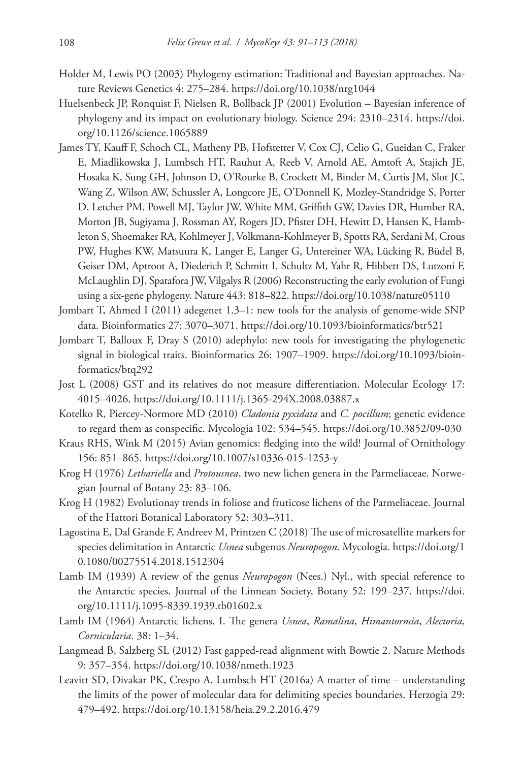Holder M, Lewis PO (2003) Phylogeny estimation: Traditional and Bayesian approaches. Nature Reviews Genetics 4: 275–284. https://doi.org/10.1038/nrg1044

Huelsenbeck JP, Ronquist F, Nielsen R, Bollback JP (2001) Evolution – Bayesian inference of phylogeny and its impact on evolutionary biology. Science 294: 2310–2314. https://doi.org/10.1126/science.1065889

James TY, Kauff F, Schoch CL, Matheny PB, Hofstetter V, Cox CJ, Celio G, Gueidan C, Fraker E, Miadlikowska J, Lumbsch HT, Rauhut A, Reeb V, Arnold AE, Amtoft A, Stajich JE, Hosaka K, Sung GH, Johnson D, O'Rourke B, Crockett M, Binder M, Curtis JM, Slot JC, Wang Z, Wilson AW, Schussler A, Longcore JE, O'Donnell K, Mozley-Standridge S, Porter D, Letcher PM, Powell MJ, Taylor JW, White MM, Griffith GW, Davies DR, Humber RA, Morton JB, Sugiyama J, Rossman AY, Rogers JD, Pfister DH, Hewitt D, Hansen K, Hambleton S, Shoemaker RA, Kohlmeyer J, Volkmann-Kohlmeyer B, Spotts RA, Serdani M, Crous PW, Hughes KW, Matsuura K, Langer E, Langer G, Untereiner WA, Lücking R, Büdel B, Geiser DM, Aptroot A, Diederich P, Schmitt I, Schultz M, Yahr R, Hibbett DS, Lutzoni F, McLaughlin DJ, Spatafora JW, Vilgalys R (2006) Reconstructing the early evolution of Fungi using a six-gene phylogeny. Nature 443: 818–822. https://doi.org/10.1038/nature05110

Jombart T, Ahmed I (2011) adegenet 1.3–1: new tools for the analysis of genome-wide SNP data. Bioinformatics 27: 3070–3071. https://doi.org/10.1093/bioinformatics/btr521

Jombart T, Balloux F, Dray S (2010) adephylo: new tools for investigating the phylogenetic signal in biological traits. Bioinformatics 26: 1907–1909. https://doi.org/10.1093/bioinformatics/btq292

Jost L (2008) GST and its relatives do not measure differentiation. Molecular Ecology 17: 4015–4026. https://doi.org/10.1111/j.1365-294X.2008.03887.x

Kotelko R, Piercey-Normore MD (2010) *Cladonia pyxidata* and *C. pocillum*; genetic evidence to regard them as conspecific. Mycologia 102: 534–545. https://doi.org/10.3852/09-030

Kraus RHS, Wink M (2015) Avian genomics: fledging into the wild! Journal of Ornithology 156: 851–865. https://doi.org/10.1007/s10336-015-1253-y

Krog H (1976) *Lethariella* and *Protousnea*, two new lichen genera in the Parmeliaceae. Norwegian Journal of Botany 23: 83–106.

Krog H (1982) Evolutionay trends in foliose and fruticose lichens of the Parmeliaceae. Journal of the Hattori Botanical Laboratory 52: 303–311.

Lagostina E, Dal Grande F, Andreev M, Printzen C (2018) The use of microsatellite markers for species delimitation in Antarctic *Usnea* subgenus *Neuropogon*. Mycologia. https://doi.org/10.1080/00275514.2018.1512304

Lamb IM (1939) A review of the genus *Neuropogon* (Nees.) Nyl., with special reference to the Antarctic species. Journal of the Linnean Society, Botany 52: 199–237. https://doi.org/10.1111/j.1095-8339.1939.tb01602.x

Lamb IM (1964) Antarctic lichens. I. The genera *Usnea*, *Ramalina*, *Himantormia*, *Alectoria*, *Cornicularia*. 38: 1–34.

Langmead B, Salzberg SL (2012) Fast gapped-read alignment with Bowtie 2. Nature Methods 9: 357–354. https://doi.org/10.1038/nmeth.1923

Leavitt SD, Divakar PK, Crespo A, Lumbsch HT (2016a) A matter of time – understanding the limits of the power of molecular data for delimiting species boundaries. Herzogia 29: 479–492. https://doi.org/10.13158/heia.29.2.2016.479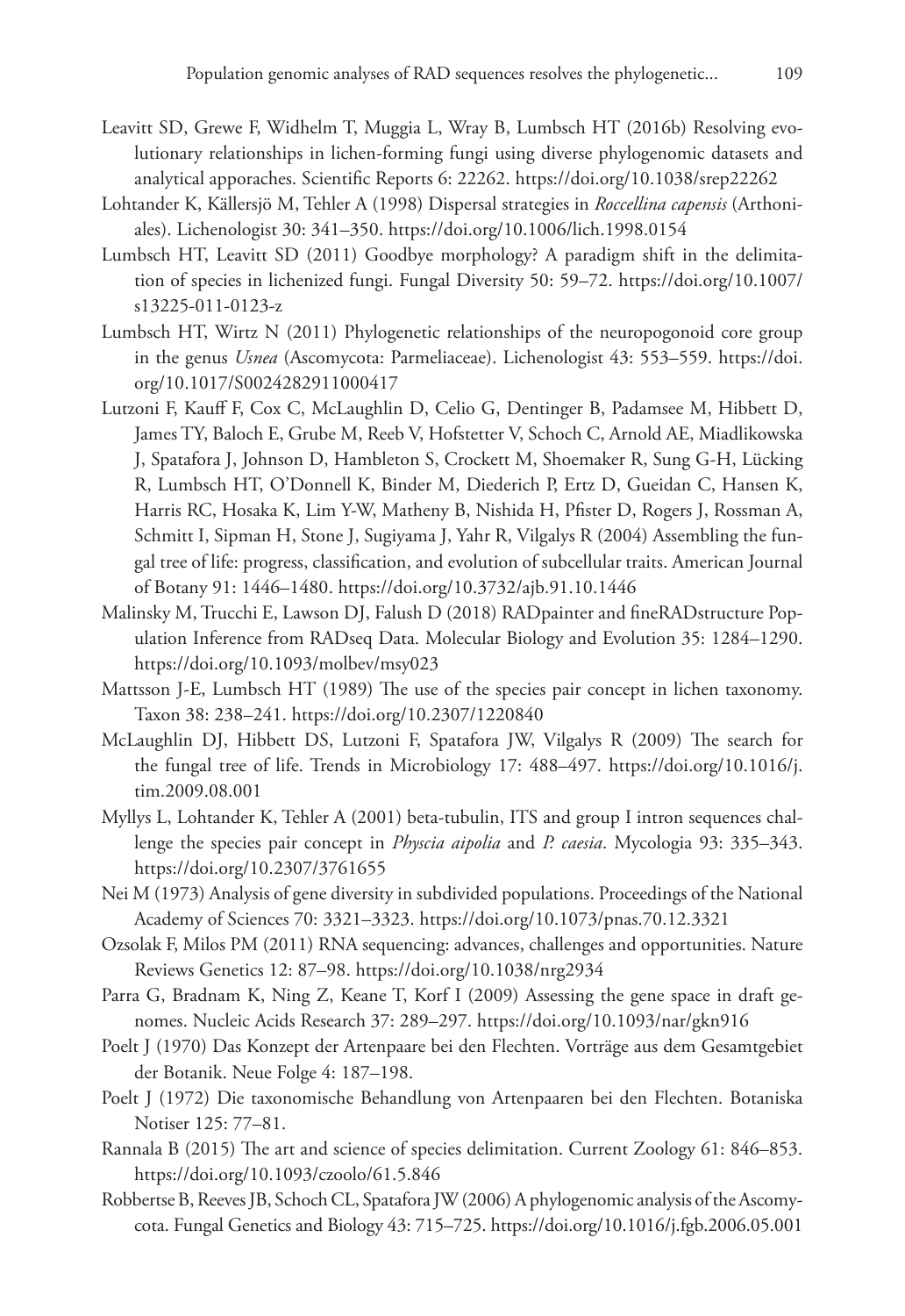Leavitt SD, Grewe F, Widhelm T, Muggia L, Wray B, Lumbsch HT (2016b) Resolving evolutionary relationships in lichen-forming fungi using diverse phylogenomic datasets and analytical apporaches. Scientific Reports 6: 22262. https://doi.org/10.1038/srep22262

Lohtander K, Källersjö M, Tehler A (1998) Dispersal strategies in *Roccellina capensis* (Arthoniales). Lichenologist 30: 341–350. https://doi.org/10.1006/lich.1998.0154

Lumbsch HT, Leavitt SD (2011) Goodbye morphology? A paradigm shift in the delimitation of species in lichenized fungi. Fungal Diversity 50: 59–72. https://doi.org/10.1007/s13225-011-0123-z

Lumbsch HT, Wirtz N (2011) Phylogenetic relationships of the neuropogonoid core group in the genus *Usnea* (Ascomycota: Parmeliaceae). Lichenologist 43: 553–559. https://doi.org/10.1017/S0024282911000417

Lutzoni F, Kauff F, Cox C, McLaughlin D, Celio G, Dentinger B, Padamsee M, Hibbett D, James TY, Baloch E, Grube M, Reeb V, Hofstetter V, Schoch C, Arnold AE, Miadlikowska J, Spatafora J, Johnson D, Hambleton S, Crockett M, Shoemaker R, Sung G-H, Lücking R, Lumbsch HT, O'Donnell K, Binder M, Diederich P, Ertz D, Gueidan C, Hansen K, Harris RC, Hosaka K, Lim Y-W, Matheny B, Nishida H, Pfister D, Rogers J, Rossman A, Schmitt I, Sipman H, Stone J, Sugiyama J, Yahr R, Vilgalys R (2004) Assembling the fungal tree of life: progress, classification, and evolution of subcellular traits. American Journal of Botany 91: 1446–1480. https://doi.org/10.3732/ajb.91.10.1446

Malinsky M, Trucchi E, Lawson DJ, Falush D (2018) RADpainter and fineRADstructure Population Inference from RADseq Data. Molecular Biology and Evolution 35: 1284–1290. https://doi.org/10.1093/molbev/msy023

Mattsson J-E, Lumbsch HT (1989) The use of the species pair concept in lichen taxonomy. Taxon 38: 238–241. https://doi.org/10.2307/1220840

McLaughlin DJ, Hibbett DS, Lutzoni F, Spatafora JW, Vilgalys R (2009) The search for the fungal tree of life. Trends in Microbiology 17: 488–497. https://doi.org/10.1016/j.tim.2009.08.001

Myllys L, Lohtander K, Tehler A (2001) beta-tubulin, ITS and group I intron sequences challenge the species pair concept in *Physcia aipolia* and *P. caesia*. Mycologia 93: 335–343. https://doi.org/10.2307/3761655

Nei M (1973) Analysis of gene diversity in subdivided populations. Proceedings of the National Academy of Sciences 70: 3321–3323. https://doi.org/10.1073/pnas.70.12.3321

Ozsolak F, Milos PM (2011) RNA sequencing: advances, challenges and opportunities. Nature Reviews Genetics 12: 87–98. https://doi.org/10.1038/nrg2934

Parra G, Bradnam K, Ning Z, Keane T, Korf I (2009) Assessing the gene space in draft genomes. Nucleic Acids Research 37: 289–297. https://doi.org/10.1093/nar/gkn916

Poelt J (1970) Das Konzept der Artenpaare bei den Flechten. Vorträge aus dem Gesamtgebiet der Botanik. Neue Folge 4: 187–198.

Poelt J (1972) Die taxonomische Behandlung von Artenpaaren bei den Flechten. Botaniska Notiser 125: 77–81.

Rannala B (2015) The art and science of species delimitation. Current Zoology 61: 846–853. https://doi.org/10.1093/czoolo/61.5.846

Robbertse B, Reeves JB, Schoch CL, Spatafora JW (2006) A phylogenomic analysis of the Ascomycota. Fungal Genetics and Biology 43: 715–725. https://doi.org/10.1016/j.fgb.2006.05.001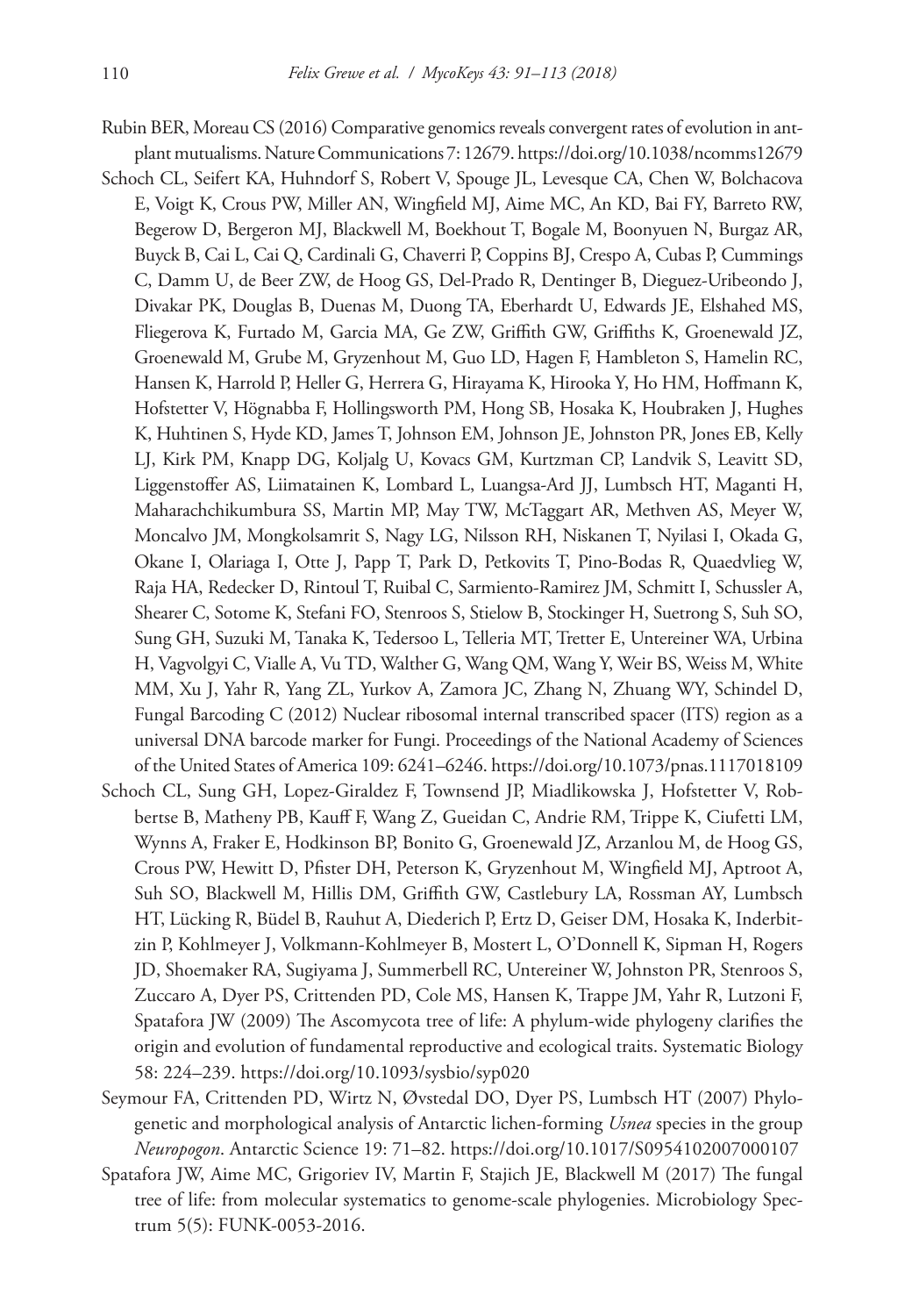Rubin BER, Moreau CS (2016) Comparative genomics reveals convergent rates of evolution in ant-plant mutualisms. Nature Communications 7: 12679. https://doi.org/10.1038/ncomms12679

Schoch CL, Seifert KA, Huhndorf S, Robert V, Spouge JL, Levesque CA, Chen W, Bolchacova E, Voigt K, Crous PW, Miller AN, Wingfield MJ, Aime MC, An KD, Bai FY, Barreto RW, Begerow D, Bergeron MJ, Blackwell M, Boekhout T, Bogale M, Boonyuen N, Burgaz AR, Buyck B, Cai L, Cai Q, Cardinali G, Chaverri P, Coppins BJ, Crespo A, Cubas P, Cummings C, Damm U, de Beer ZW, de Hoog GS, Del-Prado R, Dentinger B, Dieguez-Uribeondo J, Divakar PK, Douglas B, Duenas M, Duong TA, Eberhardt U, Edwards JE, Elshahed MS, Fliegerova K, Furtado M, Garcia MA, Ge ZW, Griffith GW, Griffiths K, Groenewald JZ, Groenewald M, Grube M, Gryzenhout M, Guo LD, Hagen F, Hambleton S, Hamelin RC, Hansen K, Harrold P, Heller G, Herrera G, Hirayama K, Hirooka Y, Ho HM, Hoffmann K, Hofstetter V, Högnabba F, Hollingsworth PM, Hong SB, Hosaka K, Houbraken J, Hughes K, Huhtinen S, Hyde KD, James T, Johnson EM, Johnson JE, Johnston PR, Jones EB, Kelly LJ, Kirk PM, Knapp DG, Koljalg U, Kovacs GM, Kurtzman CP, Landvik S, Leavitt SD, Liggenstoffer AS, Liimatainen K, Lombard L, Luangsa-Ard JJ, Lumbsch HT, Maganti H, Maharachchikumbura SS, Martin MP, May TW, McTaggart AR, Methven AS, Meyer W, Moncalvo JM, Mongkolsamrit S, Nagy LG, Nilsson RH, Niskanen T, Nyilasi I, Okada G, Okane I, Olariaga I, Otte J, Papp T, Park D, Petkovits T, Pino-Bodas R, Quaedvlieg W, Raja HA, Redecker D, Rintoul T, Ruibal C, Sarmiento-Ramirez JM, Schmitt I, Schussler A, Shearer C, Sotome K, Stefani FO, Stenroos S, Stielow B, Stockinger H, Suetrong S, Suh SO, Sung GH, Suzuki M, Tanaka K, Tedersoo L, Telleria MT, Tretter E, Untereiner WA, Urbina H, Vagvolgyi C, Vialle A, Vu TD, Walther G, Wang QM, Wang Y, Weir BS, Weiss M, White MM, Xu J, Yahr R, Yang ZL, Yurkov A, Zamora JC, Zhang N, Zhuang WY, Schindel D, Fungal Barcoding C (2012) Nuclear ribosomal internal transcribed spacer (ITS) region as a universal DNA barcode marker for Fungi. Proceedings of the National Academy of Sciences of the United States of America 109: 6241–6246. https://doi.org/10.1073/pnas.1117018109

Schoch CL, Sung GH, Lopez-Giraldez F, Townsend JP, Miadlikowska J, Hofstetter V, Robbertse B, Matheny PB, Kauff F, Wang Z, Gueidan C, Andrie RM, Trippe K, Ciufetti LM, Wynns A, Fraker E, Hodkinson BP, Bonito G, Groenewald JZ, Arzanlou M, de Hoog GS, Crous PW, Hewitt D, Pfister DH, Peterson K, Gryzenhout M, Wingfield MJ, Aptroot A, Suh SO, Blackwell M, Hillis DM, Griffith GW, Castlebury LA, Rossman AY, Lumbsch HT, Lücking R, Büdel B, Rauhut A, Diederich P, Ertz D, Geiser DM, Hosaka K, Inderbitzin P, Kohlmeyer J, Volkmann-Kohlmeyer B, Mostert L, O'Donnell K, Sipman H, Rogers JD, Shoemaker RA, Sugiyama J, Summerbell RC, Untereiner W, Johnston PR, Stenroos S, Zuccaro A, Dyer PS, Crittenden PD, Cole MS, Hansen K, Trappe JM, Yahr R, Lutzoni F, Spatafora JW (2009) The Ascomycota tree of life: A phylum-wide phylogeny clarifies the origin and evolution of fundamental reproductive and ecological traits. Systematic Biology 58: 224–239. https://doi.org/10.1093/sysbio/syp020

Seymour FA, Crittenden PD, Wirtz N, Øvstedal DO, Dyer PS, Lumbsch HT (2007) Phylogenetic and morphological analysis of Antarctic lichen-forming *Usnea* species in the group *Neuropogon*. Antarctic Science 19: 71–82. https://doi.org/10.1017/S0954102007000107

Spatafora JW, Aime MC, Grigoriev IV, Martin F, Stajich JE, Blackwell M (2017) The fungal tree of life: from molecular systematics to genome-scale phylogenies. Microbiology Spectrum 5(5): FUNK-0053-2016.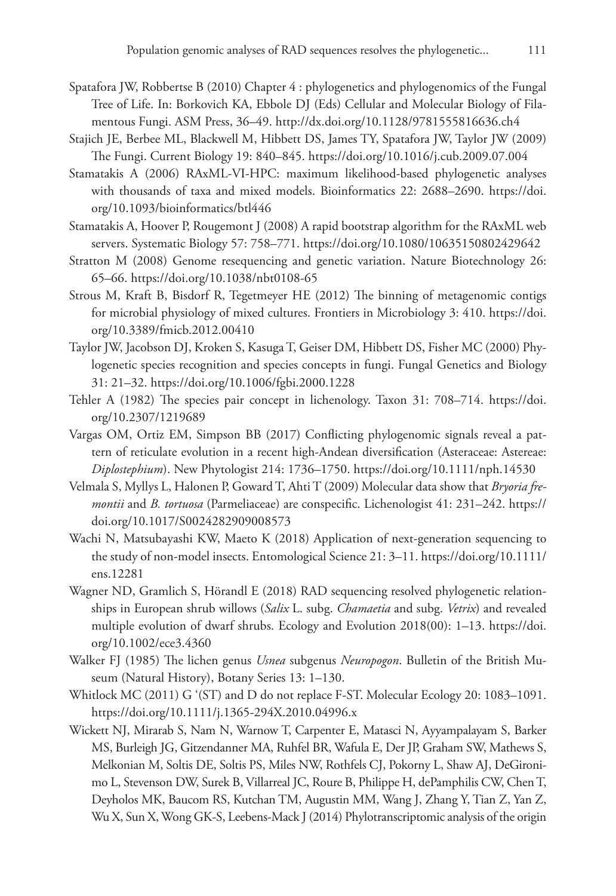Spatafora JW, Robbertse B (2010) Chapter 4 : phylogenetics and phylogenomics of the Fungal Tree of Life. In: Borkovich KA, Ebbole DJ (Eds) Cellular and Molecular Biology of Filamentous Fungi. ASM Press, 36–49. http://dx.doi.org/10.1128/9781555816636.ch4

Stajich JE, Berbee ML, Blackwell M, Hibbett DS, James TY, Spatafora JW, Taylor JW (2009) The Fungi. Current Biology 19: 840–845. https://doi.org/10.1016/j.cub.2009.07.004

Stamatakis A (2006) RAxML-VI-HPC: maximum likelihood-based phylogenetic analyses with thousands of taxa and mixed models. Bioinformatics 22: 2688–2690. https://doi.org/10.1093/bioinformatics/btl446

Stamatakis A, Hoover P, Rougemont J (2008) A rapid bootstrap algorithm for the RAxML web servers. Systematic Biology 57: 758–771. https://doi.org/10.1080/10635150802429642

Stratton M (2008) Genome resequencing and genetic variation. Nature Biotechnology 26: 65–66. https://doi.org/10.1038/nbt0108-65

Strous M, Kraft B, Bisdorf R, Tegetmeyer HE (2012) The binning of metagenomic contigs for microbial physiology of mixed cultures. Frontiers in Microbiology 3: 410. https://doi.org/10.3389/fmicb.2012.00410

Taylor JW, Jacobson DJ, Kroken S, Kasuga T, Geiser DM, Hibbett DS, Fisher MC (2000) Phylogenetic species recognition and species concepts in fungi. Fungal Genetics and Biology 31: 21–32. https://doi.org/10.1006/fgbi.2000.1228

Tehler A (1982) The species pair concept in lichenology. Taxon 31: 708–714. https://doi.org/10.2307/1219689

Vargas OM, Ortiz EM, Simpson BB (2017) Conflicting phylogenomic signals reveal a pattern of reticulate evolution in a recent high-Andean diversification (Asteraceae: Astereae: *Diplostephium*). New Phytologist 214: 1736–1750. https://doi.org/10.1111/nph.14530

Velmala S, Myllys L, Halonen P, Goward T, Ahti T (2009) Molecular data show that *Bryoria fremontii* and *B. tortuosa* (Parmeliaceae) are conspecific. Lichenologist 41: 231–242. https://doi.org/10.1017/S0024282909008573

Wachi N, Matsubayashi KW, Maeto K (2018) Application of next-generation sequencing to the study of non-model insects. Entomological Science 21: 3–11. https://doi.org/10.1111/ens.12281

Wagner ND, Gramlich S, Hörandl E (2018) RAD sequencing resolved phylogenetic relationships in European shrub willows (*Salix* L. subg. *Chamaetia* and subg. *Vetrix*) and revealed multiple evolution of dwarf shrubs. Ecology and Evolution 2018(00): 1–13. https://doi.org/10.1002/ece3.4360

Walker FJ (1985) The lichen genus *Usnea* subgenus *Neuropogon*. Bulletin of the British Museum (Natural History), Botany Series 13: 1–130.

Whitlock MC (2011) G '(ST) and D do not replace F-ST. Molecular Ecology 20: 1083–1091. https://doi.org/10.1111/j.1365-294X.2010.04996.x

Wickett NJ, Mirarab S, Nam N, Warnow T, Carpenter E, Matasci N, Ayyampalayam S, Barker MS, Burleigh JG, Gitzendanner MA, Ruhfel BR, Wafula E, Der JP, Graham SW, Mathews S, Melkonian M, Soltis DE, Soltis PS, Miles NW, Rothfels CJ, Pokorny L, Shaw AJ, DeGironimo L, Stevenson DW, Surek B, Villarreal JC, Roure B, Philippe H, dePamphilis CW, Chen T, Deyholos MK, Baucom RS, Kutchan TM, Augustin MM, Wang J, Zhang Y, Tian Z, Yan Z, Wu X, Sun X, Wong GK-S, Leebens-Mack J (2014) Phylotranscriptomic analysis of the origin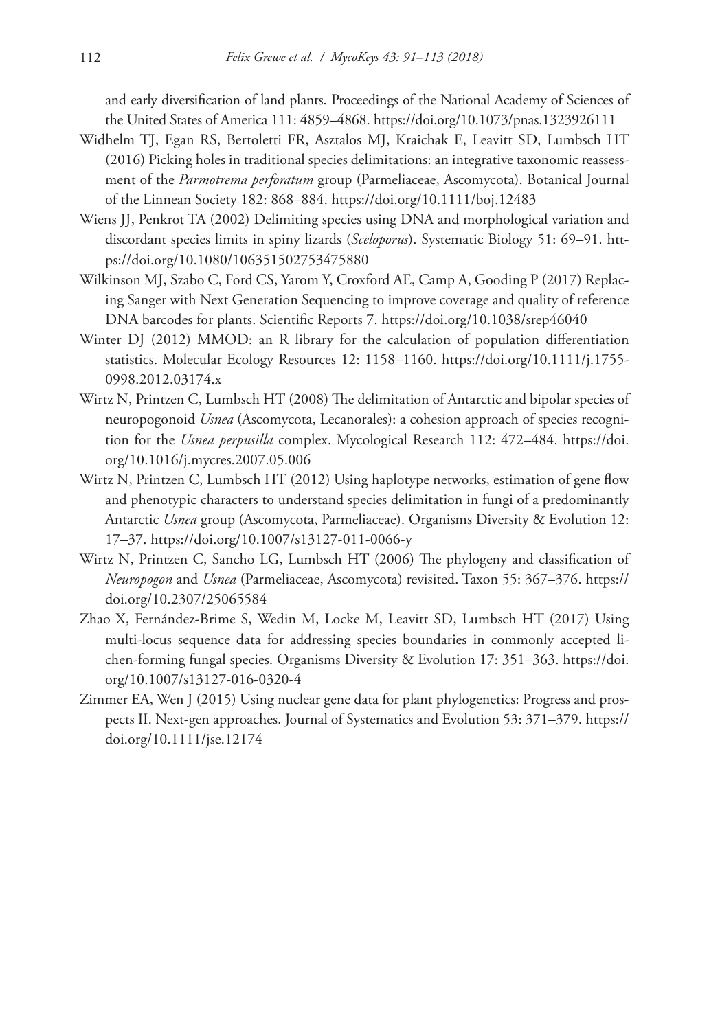and early diversification of land plants. Proceedings of the National Academy of Sciences of the United States of America 111: 4859–4868. https://doi.org/10.1073/pnas.1323926111

Widhelm TJ, Egan RS, Bertoletti FR, Asztalos MJ, Kraichak E, Leavitt SD, Lumbsch HT (2016) Picking holes in traditional species delimitations: an integrative taxonomic reassessment of the *Parmotrema perforatum* group (Parmeliaceae, Ascomycota). Botanical Journal of the Linnean Society 182: 868–884. https://doi.org/10.1111/boj.12483

Wiens JJ, Penkrot TA (2002) Delimiting species using DNA and morphological variation and discordant species limits in spiny lizards (*Sceloporus*). Systematic Biology 51: 69–91. https://doi.org/10.1080/106351502753475880

Wilkinson MJ, Szabo C, Ford CS, Yarom Y, Croxford AE, Camp A, Gooding P (2017) Replacing Sanger with Next Generation Sequencing to improve coverage and quality of reference DNA barcodes for plants. Scientific Reports 7. https://doi.org/10.1038/srep46040

Winter DJ (2012) MMOD: an R library for the calculation of population differentiation statistics. Molecular Ecology Resources 12: 1158–1160. https://doi.org/10.1111/j.1755-0998.2012.03174.x

Wirtz N, Printzen C, Lumbsch HT (2008) The delimitation of Antarctic and bipolar species of neuropogonoid *Usnea* (Ascomycota, Lecanorales): a cohesion approach of species recognition for the *Usnea perpusilla* complex. Mycological Research 112: 472–484. https://doi.org/10.1016/j.mycres.2007.05.006

Wirtz N, Printzen C, Lumbsch HT (2012) Using haplotype networks, estimation of gene flow and phenotypic characters to understand species delimitation in fungi of a predominantly Antarctic *Usnea* group (Ascomycota, Parmeliaceae). Organisms Diversity & Evolution 12: 17–37. https://doi.org/10.1007/s13127-011-0066-y

Wirtz N, Printzen C, Sancho LG, Lumbsch HT (2006) The phylogeny and classification of *Neuropogon* and *Usnea* (Parmeliaceae, Ascomycota) revisited. Taxon 55: 367–376. https://doi.org/10.2307/25065584

Zhao X, Fernández-Brime S, Wedin M, Locke M, Leavitt SD, Lumbsch HT (2017) Using multi-locus sequence data for addressing species boundaries in commonly accepted lichen-forming fungal species. Organisms Diversity & Evolution 17: 351–363. https://doi.org/10.1007/s13127-016-0320-4

Zimmer EA, Wen J (2015) Using nuclear gene data for plant phylogenetics: Progress and prospects II. Next-gen approaches. Journal of Systematics and Evolution 53: 371–379. https://doi.org/10.1111/jse.12174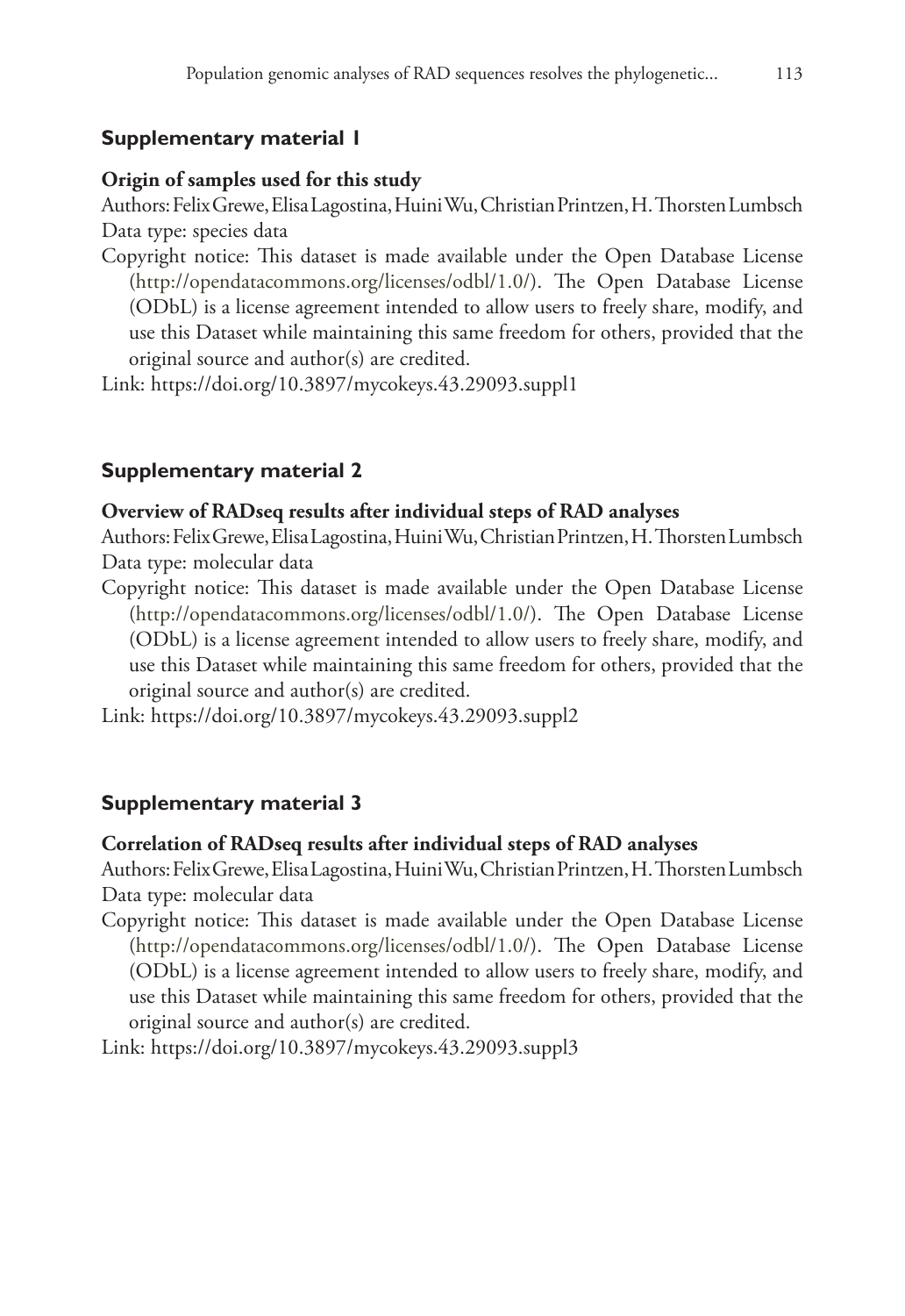## Supplementary material 1

**Origin of samples used for this study**

Authors: Felix Grewe, Elisa Lagostina, Huini Wu, Christian Printzen, H. Thorsten Lumbsch

Data type: species data

Copyright notice: This dataset is made available under the Open Database License (http://opendatacommons.org/licenses/odbl/1.0/). The Open Database License (ODbL) is a license agreement intended to allow users to freely share, modify, and use this Dataset while maintaining this same freedom for others, provided that the original source and author(s) are credited.

Link: https://doi.org/10.3897/mycokeys.43.29093.suppl1

## Supplementary material 2

**Overview of RADseq results after individual steps of RAD analyses**

Authors: Felix Grewe, Elisa Lagostina, Huini Wu, Christian Printzen, H. Thorsten Lumbsch

Data type: molecular data

Copyright notice: This dataset is made available under the Open Database License (http://opendatacommons.org/licenses/odbl/1.0/). The Open Database License (ODbL) is a license agreement intended to allow users to freely share, modify, and use this Dataset while maintaining this same freedom for others, provided that the original source and author(s) are credited.

Link: https://doi.org/10.3897/mycokeys.43.29093.suppl2

## Supplementary material 3

**Correlation of RADseq results after individual steps of RAD analyses**

Authors: Felix Grewe, Elisa Lagostina, Huini Wu, Christian Printzen, H. Thorsten Lumbsch

Data type: molecular data

Copyright notice: This dataset is made available under the Open Database License (http://opendatacommons.org/licenses/odbl/1.0/). The Open Database License (ODbL) is a license agreement intended to allow users to freely share, modify, and use this Dataset while maintaining this same freedom for others, provided that the original source and author(s) are credited.

Link: https://doi.org/10.3897/mycokeys.43.29093.suppl3